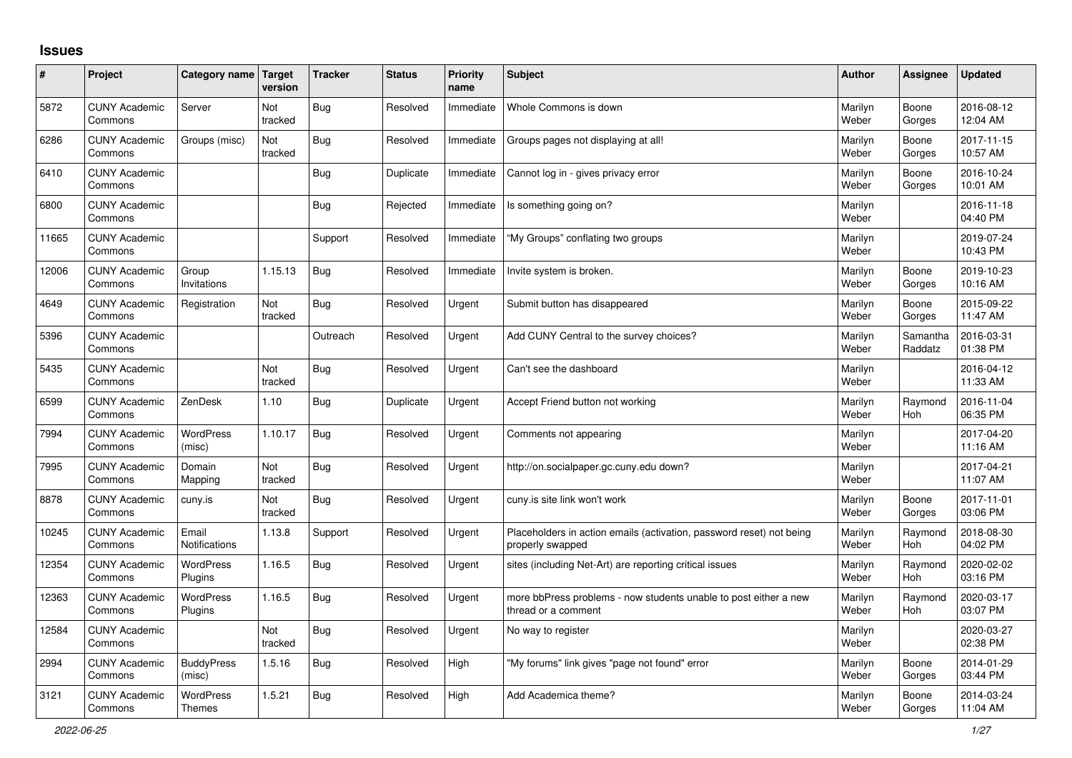## Issues

| # | Project | Category name | Target version | Tracker | Status | Priority name | Subject | Author | Assignee | Updated |
|---|---|---|---|---|---|---|---|---|---|---|
| 5872 | CUNY Academic Commons | Server | Not tracked | Bug | Resolved | Immediate | Whole Commons is down | Marilyn Weber | Boone Gorges | 2016-08-12 12:04 AM |
| 6286 | CUNY Academic Commons | Groups (misc) | Not tracked | Bug | Resolved | Immediate | Groups pages not displaying at all! | Marilyn Weber | Boone Gorges | 2017-11-15 10:57 AM |
| 6410 | CUNY Academic Commons | | | Bug | Duplicate | Immediate | Cannot log in - gives privacy error | Marilyn Weber | Boone Gorges | 2016-10-24 10:01 AM |
| 6800 | CUNY Academic Commons | | | Bug | Rejected | Immediate | Is something going on? | Marilyn Weber | | 2016-11-18 04:40 PM |
| 11665 | CUNY Academic Commons | | | Support | Resolved | Immediate | "My Groups" conflating two groups | Marilyn Weber | | 2019-07-24 10:43 PM |
| 12006 | CUNY Academic Commons | Group Invitations | 1.15.13 | Bug | Resolved | Immediate | Invite system is broken. | Marilyn Weber | Boone Gorges | 2019-10-23 10:16 AM |
| 4649 | CUNY Academic Commons | Registration | Not tracked | Bug | Resolved | Urgent | Submit button has disappeared | Marilyn Weber | Boone Gorges | 2015-09-22 11:47 AM |
| 5396 | CUNY Academic Commons | | | Outreach | Resolved | Urgent | Add CUNY Central to the survey choices? | Marilyn Weber | Samantha Raddatz | 2016-03-31 01:38 PM |
| 5435 | CUNY Academic Commons | | Not tracked | Bug | Resolved | Urgent | Can't see the dashboard | Marilyn Weber | | 2016-04-12 11:33 AM |
| 6599 | CUNY Academic Commons | ZenDesk | 1.10 | Bug | Duplicate | Urgent | Accept Friend button not working | Marilyn Weber | Raymond Hoh | 2016-11-04 06:35 PM |
| 7994 | CUNY Academic Commons | WordPress (misc) | 1.10.17 | Bug | Resolved | Urgent | Comments not appearing | Marilyn Weber | | 2017-04-20 11:16 AM |
| 7995 | CUNY Academic Commons | Domain Mapping | Not tracked | Bug | Resolved | Urgent | http://on.socialpaper.gc.cuny.edu down? | Marilyn Weber | | 2017-04-21 11:07 AM |
| 8878 | CUNY Academic Commons | cuny.is | Not tracked | Bug | Resolved | Urgent | cuny.is site link won't work | Marilyn Weber | Boone Gorges | 2017-11-01 03:06 PM |
| 10245 | CUNY Academic Commons | Email Notifications | 1.13.8 | Support | Resolved | Urgent | Placeholders in action emails (activation, password reset) not being properly swapped | Marilyn Weber | Raymond Hoh | 2018-08-30 04:02 PM |
| 12354 | CUNY Academic Commons | WordPress Plugins | 1.16.5 | Bug | Resolved | Urgent | sites (including Net-Art) are reporting critical issues | Marilyn Weber | Raymond Hoh | 2020-02-02 03:16 PM |
| 12363 | CUNY Academic Commons | WordPress Plugins | 1.16.5 | Bug | Resolved | Urgent | more bbPress problems - now students unable to post either a new thread or a comment | Marilyn Weber | Raymond Hoh | 2020-03-17 03:07 PM |
| 12584 | CUNY Academic Commons | | Not tracked | Bug | Resolved | Urgent | No way to register | Marilyn Weber | | 2020-03-27 02:38 PM |
| 2994 | CUNY Academic Commons | BuddyPress (misc) | 1.5.16 | Bug | Resolved | High | "My forums" link gives "page not found" error | Marilyn Weber | Boone Gorges | 2014-01-29 03:44 PM |
| 3121 | CUNY Academic Commons | WordPress Themes | 1.5.21 | Bug | Resolved | High | Add Academica theme? | Marilyn Weber | Boone Gorges | 2014-03-24 11:04 AM |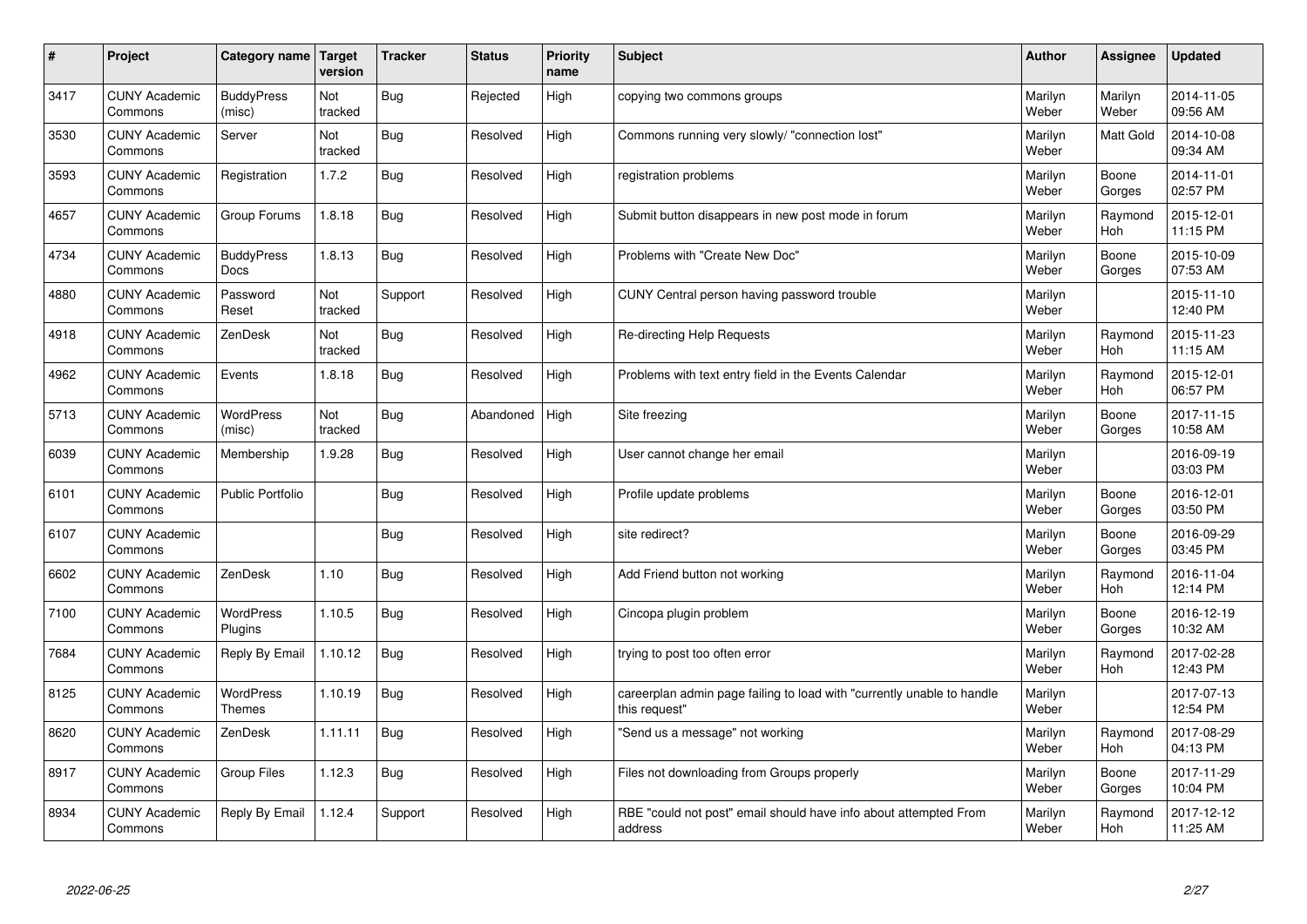| # | Project | Category name | Target version | Tracker | Status | Priority name | Subject | Author | Assignee | Updated |
|---|---|---|---|---|---|---|---|---|---|---|
| 3417 | CUNY Academic Commons | BuddyPress (misc) | Not tracked | Bug | Rejected | High | copying two commons groups | Marilyn Weber | Marilyn Weber | 2014-11-05 09:56 AM |
| 3530 | CUNY Academic Commons | Server | Not tracked | Bug | Resolved | High | Commons running very slowly/ "connection lost" | Marilyn Weber | Matt Gold | 2014-10-08 09:34 AM |
| 3593 | CUNY Academic Commons | Registration | 1.7.2 | Bug | Resolved | High | registration problems | Marilyn Weber | Boone Gorges | 2014-11-01 02:57 PM |
| 4657 | CUNY Academic Commons | Group Forums | 1.8.18 | Bug | Resolved | High | Submit button disappears in new post mode in forum | Marilyn Weber | Raymond Hoh | 2015-12-01 11:15 PM |
| 4734 | CUNY Academic Commons | BuddyPress Docs | 1.8.13 | Bug | Resolved | High | Problems with "Create New Doc" | Marilyn Weber | Boone Gorges | 2015-10-09 07:53 AM |
| 4880 | CUNY Academic Commons | Password Reset | Not tracked | Support | Resolved | High | CUNY Central person having password trouble | Marilyn Weber | | 2015-11-10 12:40 PM |
| 4918 | CUNY Academic Commons | ZenDesk | Not tracked | Bug | Resolved | High | Re-directing Help Requests | Marilyn Weber | Raymond Hoh | 2015-11-23 11:15 AM |
| 4962 | CUNY Academic Commons | Events | 1.8.18 | Bug | Resolved | High | Problems with text entry field in the Events Calendar | Marilyn Weber | Raymond Hoh | 2015-12-01 06:57 PM |
| 5713 | CUNY Academic Commons | WordPress (misc) | Not tracked | Bug | Abandoned | High | Site freezing | Marilyn Weber | Boone Gorges | 2017-11-15 10:58 AM |
| 6039 | CUNY Academic Commons | Membership | 1.9.28 | Bug | Resolved | High | User cannot change her email | Marilyn Weber | | 2016-09-19 03:03 PM |
| 6101 | CUNY Academic Commons | Public Portfolio | | Bug | Resolved | High | Profile update problems | Marilyn Weber | Boone Gorges | 2016-12-01 03:50 PM |
| 6107 | CUNY Academic Commons | | | Bug | Resolved | High | site redirect? | Marilyn Weber | Boone Gorges | 2016-09-29 03:45 PM |
| 6602 | CUNY Academic Commons | ZenDesk | 1.10 | Bug | Resolved | High | Add Friend button not working | Marilyn Weber | Raymond Hoh | 2016-11-04 12:14 PM |
| 7100 | CUNY Academic Commons | WordPress Plugins | 1.10.5 | Bug | Resolved | High | Cincopa plugin problem | Marilyn Weber | Boone Gorges | 2016-12-19 10:32 AM |
| 7684 | CUNY Academic Commons | Reply By Email | 1.10.12 | Bug | Resolved | High | trying to post too often error | Marilyn Weber | Raymond Hoh | 2017-02-28 12:43 PM |
| 8125 | CUNY Academic Commons | WordPress Themes | 1.10.19 | Bug | Resolved | High | careerplan admin page failing to load with "currently unable to handle this request" | Marilyn Weber | | 2017-07-13 12:54 PM |
| 8620 | CUNY Academic Commons | ZenDesk | 1.11.11 | Bug | Resolved | High | "Send us a message" not working | Marilyn Weber | Raymond Hoh | 2017-08-29 04:13 PM |
| 8917 | CUNY Academic Commons | Group Files | 1.12.3 | Bug | Resolved | High | Files not downloading from Groups properly | Marilyn Weber | Boone Gorges | 2017-11-29 10:04 PM |
| 8934 | CUNY Academic Commons | Reply By Email | 1.12.4 | Support | Resolved | High | RBE "could not post" email should have info about attempted From address | Marilyn Weber | Raymond Hoh | 2017-12-12 11:25 AM |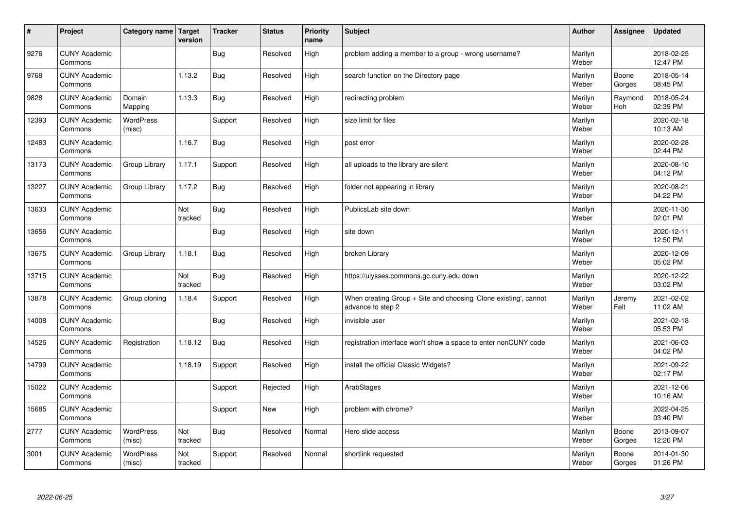| # | Project | Category name | Target version | Tracker | Status | Priority name | Subject | Author | Assignee | Updated |
|---|---|---|---|---|---|---|---|---|---|---|
| 9276 | CUNY Academic Commons | | | Bug | Resolved | High | problem adding a member to a group - wrong username? | Marilyn Weber | | 2018-02-25 12:47 PM |
| 9768 | CUNY Academic Commons | | 1.13.2 | Bug | Resolved | High | search function on the Directory page | Marilyn Weber | Boone Gorges | 2018-05-14 08:45 PM |
| 9828 | CUNY Academic Commons | Domain Mapping | 1.13.3 | Bug | Resolved | High | redirecting problem | Marilyn Weber | Raymond Hoh | 2018-05-24 02:39 PM |
| 12393 | CUNY Academic Commons | WordPress (misc) | | Support | Resolved | High | size limit for files | Marilyn Weber | | 2020-02-18 10:13 AM |
| 12483 | CUNY Academic Commons | | 1.16.7 | Bug | Resolved | High | post error | Marilyn Weber | | 2020-02-28 02:44 PM |
| 13173 | CUNY Academic Commons | Group Library | 1.17.1 | Support | Resolved | High | all uploads to the library are silent | Marilyn Weber | | 2020-08-10 04:12 PM |
| 13227 | CUNY Academic Commons | Group Library | 1.17.2 | Bug | Resolved | High | folder not appearing in library | Marilyn Weber | | 2020-08-21 04:22 PM |
| 13633 | CUNY Academic Commons | | Not tracked | Bug | Resolved | High | PublicsLab site down | Marilyn Weber | | 2020-11-30 02:01 PM |
| 13656 | CUNY Academic Commons | | | Bug | Resolved | High | site down | Marilyn Weber | | 2020-12-11 12:50 PM |
| 13675 | CUNY Academic Commons | Group Library | 1.18.1 | Bug | Resolved | High | broken Library | Marilyn Weber | | 2020-12-09 05:02 PM |
| 13715 | CUNY Academic Commons | | Not tracked | Bug | Resolved | High | https://ulysses.commons.gc.cuny.edu down | Marilyn Weber | | 2020-12-22 03:02 PM |
| 13878 | CUNY Academic Commons | Group cloning | 1.18.4 | Support | Resolved | High | When creating Group + Site and choosing 'Clone existing', cannot advance to step 2 | Marilyn Weber | Jeremy Felt | 2021-02-02 11:02 AM |
| 14008 | CUNY Academic Commons | | | Bug | Resolved | High | invisible user | Marilyn Weber | | 2021-02-18 05:53 PM |
| 14526 | CUNY Academic Commons | Registration | 1.18.12 | Bug | Resolved | High | registration interface won't show a space to enter nonCUNY code | Marilyn Weber | | 2021-06-03 04:02 PM |
| 14799 | CUNY Academic Commons | | 1.18.19 | Support | Resolved | High | install the official Classic Widgets? | Marilyn Weber | | 2021-09-22 02:17 PM |
| 15022 | CUNY Academic Commons | | | Support | Rejected | High | ArabStages | Marilyn Weber | | 2021-12-06 10:16 AM |
| 15685 | CUNY Academic Commons | | | Support | New | High | problem with chrome? | Marilyn Weber | | 2022-04-25 03:40 PM |
| 2777 | CUNY Academic Commons | WordPress (misc) | Not tracked | Bug | Resolved | Normal | Hero slide access | Marilyn Weber | Boone Gorges | 2013-09-07 12:26 PM |
| 3001 | CUNY Academic Commons | WordPress (misc) | Not tracked | Support | Resolved | Normal | shortlink requested | Marilyn Weber | Boone Gorges | 2014-01-30 01:26 PM |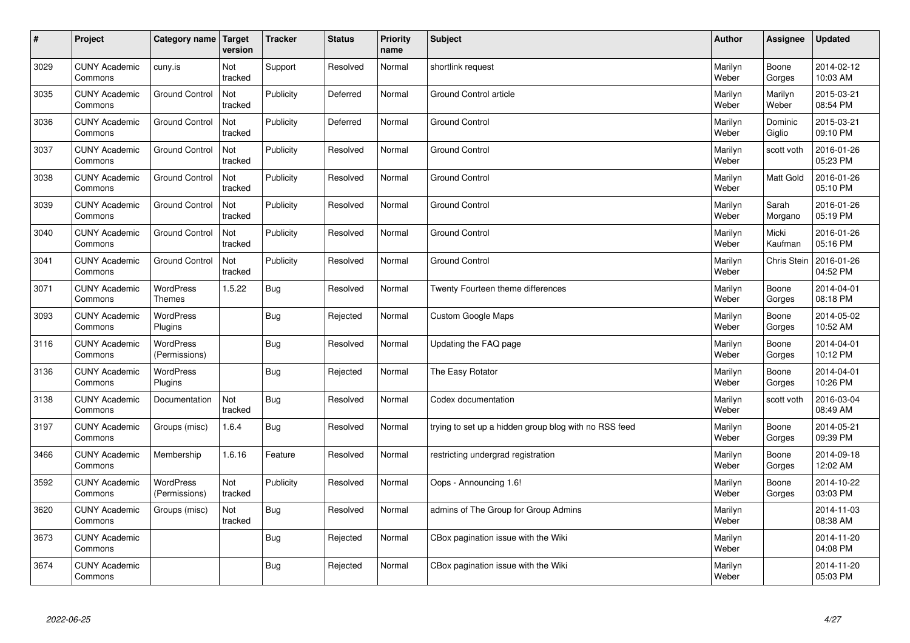| # | Project | Category name | Target version | Tracker | Status | Priority name | Subject | Author | Assignee | Updated |
|---|---|---|---|---|---|---|---|---|---|---|
| 3029 | CUNY Academic Commons | cuny.is | Not tracked | Support | Resolved | Normal | shortlink request | Marilyn Weber | Boone Gorges | 2014-02-12 10:03 AM |
| 3035 | CUNY Academic Commons | Ground Control | Not tracked | Publicity | Deferred | Normal | Ground Control article | Marilyn Weber | Marilyn Weber | 2015-03-21 08:54 PM |
| 3036 | CUNY Academic Commons | Ground Control | Not tracked | Publicity | Deferred | Normal | Ground Control | Marilyn Weber | Dominic Giglio | 2015-03-21 09:10 PM |
| 3037 | CUNY Academic Commons | Ground Control | Not tracked | Publicity | Resolved | Normal | Ground Control | Marilyn Weber | scott voth | 2016-01-26 05:23 PM |
| 3038 | CUNY Academic Commons | Ground Control | Not tracked | Publicity | Resolved | Normal | Ground Control | Marilyn Weber | Matt Gold | 2016-01-26 05:10 PM |
| 3039 | CUNY Academic Commons | Ground Control | Not tracked | Publicity | Resolved | Normal | Ground Control | Marilyn Weber | Sarah Morgano | 2016-01-26 05:19 PM |
| 3040 | CUNY Academic Commons | Ground Control | Not tracked | Publicity | Resolved | Normal | Ground Control | Marilyn Weber | Micki Kaufman | 2016-01-26 05:16 PM |
| 3041 | CUNY Academic Commons | Ground Control | Not tracked | Publicity | Resolved | Normal | Ground Control | Marilyn Weber | Chris Stein | 2016-01-26 04:52 PM |
| 3071 | CUNY Academic Commons | WordPress Themes | 1.5.22 | Bug | Resolved | Normal | Twenty Fourteen theme differences | Marilyn Weber | Boone Gorges | 2014-04-01 08:18 PM |
| 3093 | CUNY Academic Commons | WordPress Plugins | | Bug | Rejected | Normal | Custom Google Maps | Marilyn Weber | Boone Gorges | 2014-05-02 10:52 AM |
| 3116 | CUNY Academic Commons | WordPress (Permissions) | | Bug | Resolved | Normal | Updating the FAQ page | Marilyn Weber | Boone Gorges | 2014-04-01 10:12 PM |
| 3136 | CUNY Academic Commons | WordPress Plugins | | Bug | Rejected | Normal | The Easy Rotator | Marilyn Weber | Boone Gorges | 2014-04-01 10:26 PM |
| 3138 | CUNY Academic Commons | Documentation | Not tracked | Bug | Resolved | Normal | Codex documentation | Marilyn Weber | scott voth | 2016-03-04 08:49 AM |
| 3197 | CUNY Academic Commons | Groups (misc) | 1.6.4 | Bug | Resolved | Normal | trying to set up a hidden group blog with no RSS feed | Marilyn Weber | Boone Gorges | 2014-05-21 09:39 PM |
| 3466 | CUNY Academic Commons | Membership | 1.6.16 | Feature | Resolved | Normal | restricting undergrad registration | Marilyn Weber | Boone Gorges | 2014-09-18 12:02 AM |
| 3592 | CUNY Academic Commons | WordPress (Permissions) | Not tracked | Publicity | Resolved | Normal | Oops - Announcing 1.6! | Marilyn Weber | Boone Gorges | 2014-10-22 03:03 PM |
| 3620 | CUNY Academic Commons | Groups (misc) | Not tracked | Bug | Resolved | Normal | admins of The Group for Group Admins | Marilyn Weber | | 2014-11-03 08:38 AM |
| 3673 | CUNY Academic Commons | | | Bug | Rejected | Normal | CBox pagination issue with the Wiki | Marilyn Weber | | 2014-11-20 04:08 PM |
| 3674 | CUNY Academic Commons | | | Bug | Rejected | Normal | CBox pagination issue with the Wiki | Marilyn Weber | | 2014-11-20 05:03 PM |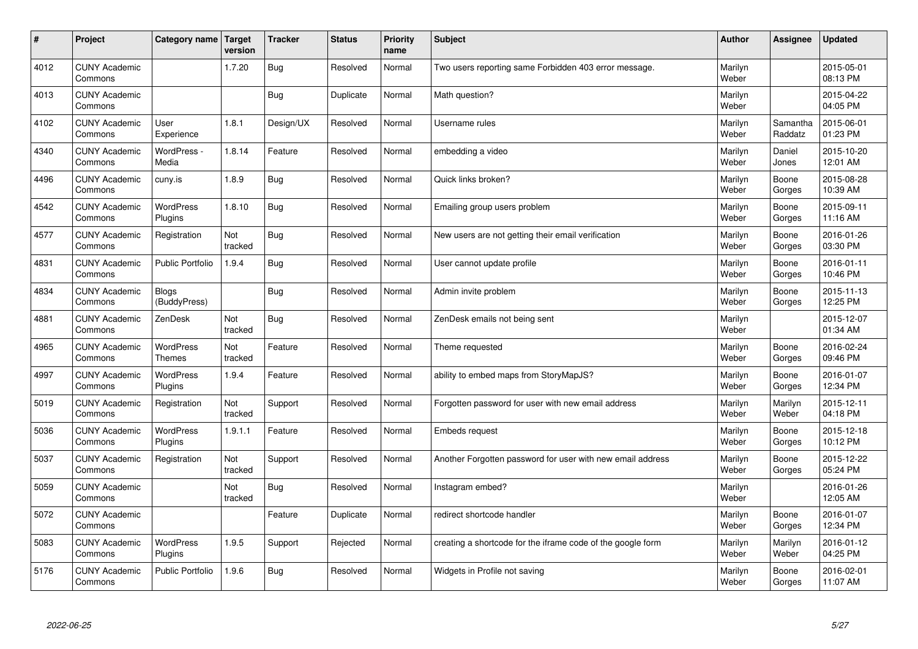| # | Project | Category name | Target version | Tracker | Status | Priority name | Subject | Author | Assignee | Updated |
|---|---|---|---|---|---|---|---|---|---|---|
| 4012 | CUNY Academic Commons | | 1.7.20 | Bug | Resolved | Normal | Two users reporting same Forbidden 403 error message. | Marilyn Weber | | 2015-05-01 08:13 PM |
| 4013 | CUNY Academic Commons | | | Bug | Duplicate | Normal | Math question? | Marilyn Weber | | 2015-04-22 04:05 PM |
| 4102 | CUNY Academic Commons | User Experience | 1.8.1 | Design/UX | Resolved | Normal | Username rules | Marilyn Weber | Samantha Raddatz | 2015-06-01 01:23 PM |
| 4340 | CUNY Academic Commons | WordPress - Media | 1.8.14 | Feature | Resolved | Normal | embedding a video | Marilyn Weber | Daniel Jones | 2015-10-20 12:01 AM |
| 4496 | CUNY Academic Commons | cuny.is | 1.8.9 | Bug | Resolved | Normal | Quick links broken? | Marilyn Weber | Boone Gorges | 2015-08-28 10:39 AM |
| 4542 | CUNY Academic Commons | WordPress Plugins | 1.8.10 | Bug | Resolved | Normal | Emailing group users problem | Marilyn Weber | Boone Gorges | 2015-09-11 11:16 AM |
| 4577 | CUNY Academic Commons | Registration | Not tracked | Bug | Resolved | Normal | New users are not getting their email verification | Marilyn Weber | Boone Gorges | 2016-01-26 03:30 PM |
| 4831 | CUNY Academic Commons | Public Portfolio | 1.9.4 | Bug | Resolved | Normal | User cannot update profile | Marilyn Weber | Boone Gorges | 2016-01-11 10:46 PM |
| 4834 | CUNY Academic Commons | Blogs (BuddyPress) | | Bug | Resolved | Normal | Admin invite problem | Marilyn Weber | Boone Gorges | 2015-11-13 12:25 PM |
| 4881 | CUNY Academic Commons | ZenDesk | Not tracked | Bug | Resolved | Normal | ZenDesk emails not being sent | Marilyn Weber | | 2015-12-07 01:34 AM |
| 4965 | CUNY Academic Commons | WordPress Themes | Not tracked | Feature | Resolved | Normal | Theme requested | Marilyn Weber | Boone Gorges | 2016-02-24 09:46 PM |
| 4997 | CUNY Academic Commons | WordPress Plugins | 1.9.4 | Feature | Resolved | Normal | ability to embed maps from StoryMapJS? | Marilyn Weber | Boone Gorges | 2016-01-07 12:34 PM |
| 5019 | CUNY Academic Commons | Registration | Not tracked | Support | Resolved | Normal | Forgotten password for user with new email address | Marilyn Weber | Marilyn Weber | 2015-12-11 04:18 PM |
| 5036 | CUNY Academic Commons | WordPress Plugins | 1.9.1.1 | Feature | Resolved | Normal | Embeds request | Marilyn Weber | Boone Gorges | 2015-12-18 10:12 PM |
| 5037 | CUNY Academic Commons | Registration | Not tracked | Support | Resolved | Normal | Another Forgotten password for user with new email address | Marilyn Weber | Boone Gorges | 2015-12-22 05:24 PM |
| 5059 | CUNY Academic Commons | | Not tracked | Bug | Resolved | Normal | Instagram embed? | Marilyn Weber | | 2016-01-26 12:05 AM |
| 5072 | CUNY Academic Commons | | | Feature | Duplicate | Normal | redirect shortcode handler | Marilyn Weber | Boone Gorges | 2016-01-07 12:34 PM |
| 5083 | CUNY Academic Commons | WordPress Plugins | 1.9.5 | Support | Rejected | Normal | creating a shortcode for the iframe code of the google form | Marilyn Weber | Marilyn Weber | 2016-01-12 04:25 PM |
| 5176 | CUNY Academic Commons | Public Portfolio | 1.9.6 | Bug | Resolved | Normal | Widgets in Profile not saving | Marilyn Weber | Boone Gorges | 2016-02-01 11:07 AM |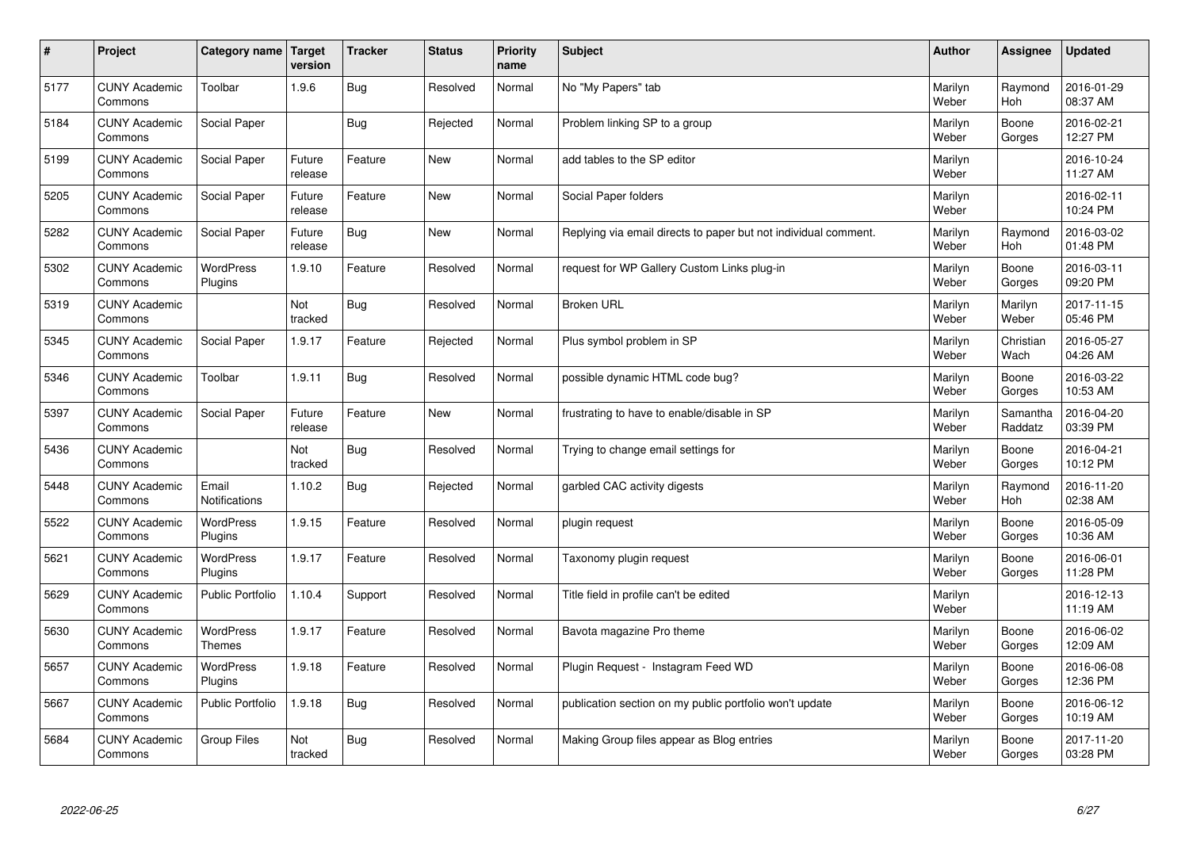| # | Project | Category name | Target version | Tracker | Status | Priority name | Subject | Author | Assignee | Updated |
|---|---|---|---|---|---|---|---|---|---|---|
| 5177 | CUNY Academic Commons | Toolbar | 1.9.6 | Bug | Resolved | Normal | No "My Papers" tab | Marilyn Weber | Raymond Hoh | 2016-01-29 08:37 AM |
| 5184 | CUNY Academic Commons | Social Paper | | Bug | Rejected | Normal | Problem linking SP to a group | Marilyn Weber | Boone Gorges | 2016-02-21 12:27 PM |
| 5199 | CUNY Academic Commons | Social Paper | Future release | Feature | New | Normal | add tables to the SP editor | Marilyn Weber | | 2016-10-24 11:27 AM |
| 5205 | CUNY Academic Commons | Social Paper | Future release | Feature | New | Normal | Social Paper folders | Marilyn Weber | | 2016-02-11 10:24 PM |
| 5282 | CUNY Academic Commons | Social Paper | Future release | Bug | New | Normal | Replying via email directs to paper but not individual comment. | Marilyn Weber | Raymond Hoh | 2016-03-02 01:48 PM |
| 5302 | CUNY Academic Commons | WordPress Plugins | 1.9.10 | Feature | Resolved | Normal | request for WP Gallery Custom Links plug-in | Marilyn Weber | Boone Gorges | 2016-03-11 09:20 PM |
| 5319 | CUNY Academic Commons | | Not tracked | Bug | Resolved | Normal | Broken URL | Marilyn Weber | Marilyn Weber | 2017-11-15 05:46 PM |
| 5345 | CUNY Academic Commons | Social Paper | 1.9.17 | Feature | Rejected | Normal | Plus symbol problem in SP | Marilyn Weber | Christian Wach | 2016-05-27 04:26 AM |
| 5346 | CUNY Academic Commons | Toolbar | 1.9.11 | Bug | Resolved | Normal | possible dynamic HTML code bug? | Marilyn Weber | Boone Gorges | 2016-03-22 10:53 AM |
| 5397 | CUNY Academic Commons | Social Paper | Future release | Feature | New | Normal | frustrating to have to enable/disable in SP | Marilyn Weber | Samantha Raddatz | 2016-04-20 03:39 PM |
| 5436 | CUNY Academic Commons | | Not tracked | Bug | Resolved | Normal | Trying to change email settings for | Marilyn Weber | Boone Gorges | 2016-04-21 10:12 PM |
| 5448 | CUNY Academic Commons | Email Notifications | 1.10.2 | Bug | Rejected | Normal | garbled CAC activity digests | Marilyn Weber | Raymond Hoh | 2016-11-20 02:38 AM |
| 5522 | CUNY Academic Commons | WordPress Plugins | 1.9.15 | Feature | Resolved | Normal | plugin request | Marilyn Weber | Boone Gorges | 2016-05-09 10:36 AM |
| 5621 | CUNY Academic Commons | WordPress Plugins | 1.9.17 | Feature | Resolved | Normal | Taxonomy plugin request | Marilyn Weber | Boone Gorges | 2016-06-01 11:28 PM |
| 5629 | CUNY Academic Commons | Public Portfolio | 1.10.4 | Support | Resolved | Normal | Title field in profile can't be edited | Marilyn Weber | | 2016-12-13 11:19 AM |
| 5630 | CUNY Academic Commons | WordPress Themes | 1.9.17 | Feature | Resolved | Normal | Bavota magazine Pro theme | Marilyn Weber | Boone Gorges | 2016-06-02 12:09 AM |
| 5657 | CUNY Academic Commons | WordPress Plugins | 1.9.18 | Feature | Resolved | Normal | Plugin Request - Instagram Feed WD | Marilyn Weber | Boone Gorges | 2016-06-08 12:36 PM |
| 5667 | CUNY Academic Commons | Public Portfolio | 1.9.18 | Bug | Resolved | Normal | publication section on my public portfolio won't update | Marilyn Weber | Boone Gorges | 2016-06-12 10:19 AM |
| 5684 | CUNY Academic Commons | Group Files | Not tracked | Bug | Resolved | Normal | Making Group files appear as Blog entries | Marilyn Weber | Boone Gorges | 2017-11-20 03:28 PM |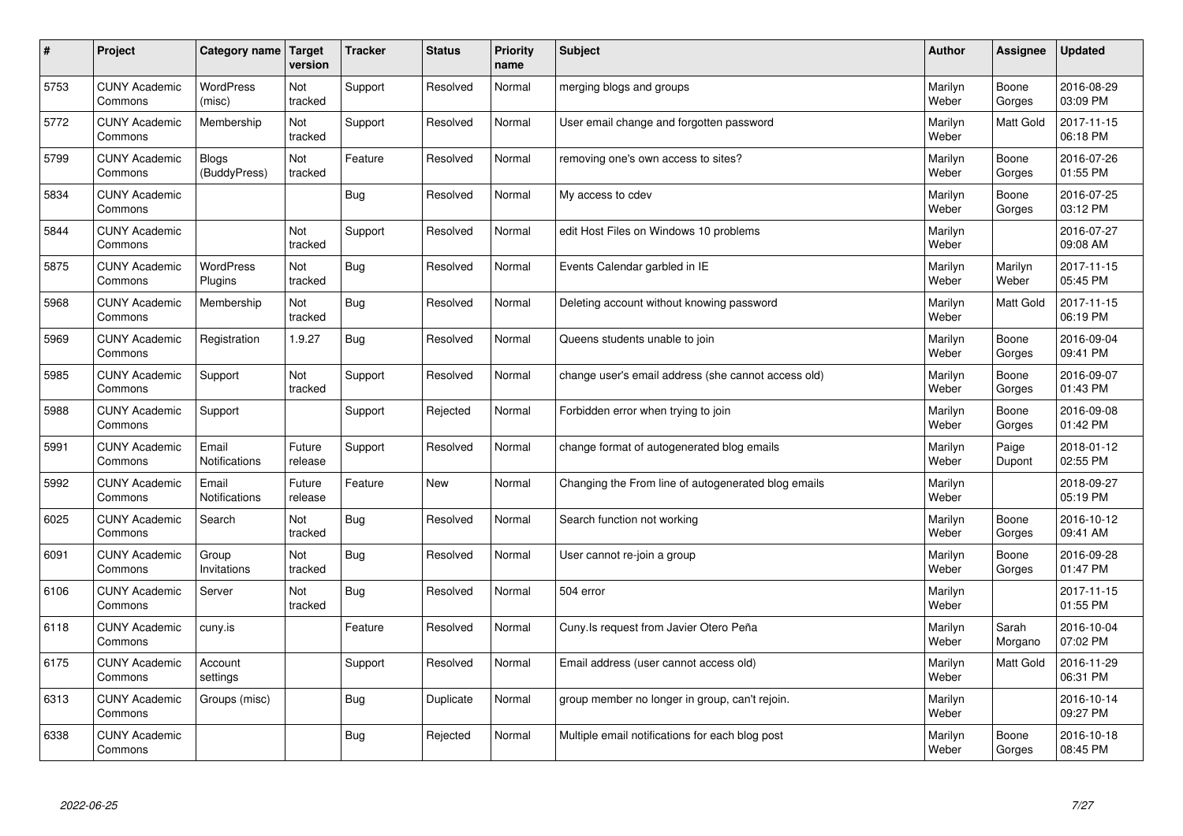| # | Project | Category name | Target version | Tracker | Status | Priority name | Subject | Author | Assignee | Updated |
|---|---|---|---|---|---|---|---|---|---|---|
| 5753 | CUNY Academic Commons | WordPress (misc) | Not tracked | Support | Resolved | Normal | merging blogs and groups | Marilyn Weber | Boone Gorges | 2016-08-29 03:09 PM |
| 5772 | CUNY Academic Commons | Membership | Not tracked | Support | Resolved | Normal | User email change and forgotten password | Marilyn Weber | Matt Gold | 2017-11-15 06:18 PM |
| 5799 | CUNY Academic Commons | Blogs (BuddyPress) | Not tracked | Feature | Resolved | Normal | removing one's own access to sites? | Marilyn Weber | Boone Gorges | 2016-07-26 01:55 PM |
| 5834 | CUNY Academic Commons | | | Bug | Resolved | Normal | My access to cdev | Marilyn Weber | Boone Gorges | 2016-07-25 03:12 PM |
| 5844 | CUNY Academic Commons | | Not tracked | Support | Resolved | Normal | edit Host Files on Windows 10 problems | Marilyn Weber | | 2016-07-27 09:08 AM |
| 5875 | CUNY Academic Commons | WordPress Plugins | Not tracked | Bug | Resolved | Normal | Events Calendar garbled in IE | Marilyn Weber | Marilyn Weber | 2017-11-15 05:45 PM |
| 5968 | CUNY Academic Commons | Membership | Not tracked | Bug | Resolved | Normal | Deleting account without knowing password | Marilyn Weber | Matt Gold | 2017-11-15 06:19 PM |
| 5969 | CUNY Academic Commons | Registration | 1.9.27 | Bug | Resolved | Normal | Queens students unable to join | Marilyn Weber | Boone Gorges | 2016-09-04 09:41 PM |
| 5985 | CUNY Academic Commons | Support | Not tracked | Support | Resolved | Normal | change user's email address (she cannot access old) | Marilyn Weber | Boone Gorges | 2016-09-07 01:43 PM |
| 5988 | CUNY Academic Commons | Support | | Support | Rejected | Normal | Forbidden error when trying to join | Marilyn Weber | Boone Gorges | 2016-09-08 01:42 PM |
| 5991 | CUNY Academic Commons | Email Notifications | Future release | Support | Resolved | Normal | change format of autogenerated blog emails | Marilyn Weber | Paige Dupont | 2018-01-12 02:55 PM |
| 5992 | CUNY Academic Commons | Email Notifications | Future release | Feature | New | Normal | Changing the From line of autogenerated blog emails | Marilyn Weber | | 2018-09-27 05:19 PM |
| 6025 | CUNY Academic Commons | Search | Not tracked | Bug | Resolved | Normal | Search function not working | Marilyn Weber | Boone Gorges | 2016-10-12 09:41 AM |
| 6091 | CUNY Academic Commons | Group Invitations | Not tracked | Bug | Resolved | Normal | User cannot re-join a group | Marilyn Weber | Boone Gorges | 2016-09-28 01:47 PM |
| 6106 | CUNY Academic Commons | Server | Not tracked | Bug | Resolved | Normal | 504 error | Marilyn Weber | | 2017-11-15 01:55 PM |
| 6118 | CUNY Academic Commons | cuny.is | | Feature | Resolved | Normal | Cuny.Is request from Javier Otero Peña | Marilyn Weber | Sarah Morgano | 2016-10-04 07:02 PM |
| 6175 | CUNY Academic Commons | Account settings | | Support | Resolved | Normal | Email address (user cannot access old) | Marilyn Weber | Matt Gold | 2016-11-29 06:31 PM |
| 6313 | CUNY Academic Commons | Groups (misc) | | Bug | Duplicate | Normal | group member no longer in group, can't rejoin. | Marilyn Weber | | 2016-10-14 09:27 PM |
| 6338 | CUNY Academic Commons | | | Bug | Rejected | Normal | Multiple email notifications for each blog post | Marilyn Weber | Boone Gorges | 2016-10-18 08:45 PM |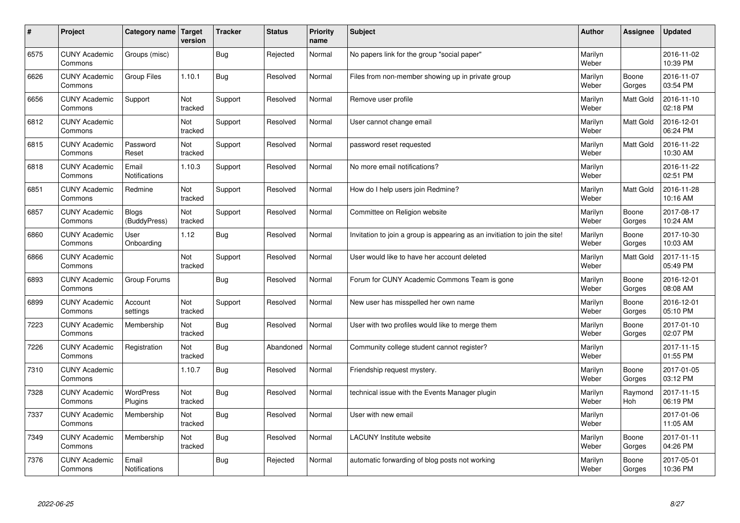| # | Project | Category name | Target version | Tracker | Status | Priority name | Subject | Author | Assignee | Updated |
|---|---|---|---|---|---|---|---|---|---|---|
| 6575 | CUNY Academic Commons | Groups (misc) | | Bug | Rejected | Normal | No papers link for the group "social paper" | Marilyn Weber | | 2016-11-02 10:39 PM |
| 6626 | CUNY Academic Commons | Group Files | 1.10.1 | Bug | Resolved | Normal | Files from non-member showing up in private group | Marilyn Weber | Boone Gorges | 2016-11-07 03:54 PM |
| 6656 | CUNY Academic Commons | Support | Not tracked | Support | Resolved | Normal | Remove user profile | Marilyn Weber | Matt Gold | 2016-11-10 02:18 PM |
| 6812 | CUNY Academic Commons | | Not tracked | Support | Resolved | Normal | User cannot change email | Marilyn Weber | Matt Gold | 2016-12-01 06:24 PM |
| 6815 | CUNY Academic Commons | Password Reset | Not tracked | Support | Resolved | Normal | password reset requested | Marilyn Weber | Matt Gold | 2016-11-22 10:30 AM |
| 6818 | CUNY Academic Commons | Email Notifications | 1.10.3 | Support | Resolved | Normal | No more email notifications? | Marilyn Weber | | 2016-11-22 02:51 PM |
| 6851 | CUNY Academic Commons | Redmine | Not tracked | Support | Resolved | Normal | How do I help users join Redmine? | Marilyn Weber | Matt Gold | 2016-11-28 10:16 AM |
| 6857 | CUNY Academic Commons | Blogs (BuddyPress) | Not tracked | Support | Resolved | Normal | Committee on Religion website | Marilyn Weber | Boone Gorges | 2017-08-17 10:24 AM |
| 6860 | CUNY Academic Commons | User Onboarding | 1.12 | Bug | Resolved | Normal | Invitation to join a group is appearing as an invitiation to join the site! | Marilyn Weber | Boone Gorges | 2017-10-30 10:03 AM |
| 6866 | CUNY Academic Commons | | Not tracked | Support | Resolved | Normal | User would like to have her account deleted | Marilyn Weber | Matt Gold | 2017-11-15 05:49 PM |
| 6893 | CUNY Academic Commons | Group Forums | | Bug | Resolved | Normal | Forum for CUNY Academic Commons Team is gone | Marilyn Weber | Boone Gorges | 2016-12-01 08:08 AM |
| 6899 | CUNY Academic Commons | Account settings | Not tracked | Support | Resolved | Normal | New user has misspelled her own name | Marilyn Weber | Boone Gorges | 2016-12-01 05:10 PM |
| 7223 | CUNY Academic Commons | Membership | Not tracked | Bug | Resolved | Normal | User with two profiles would like to merge them | Marilyn Weber | Boone Gorges | 2017-01-10 02:07 PM |
| 7226 | CUNY Academic Commons | Registration | Not tracked | Bug | Abandoned | Normal | Community college student cannot register? | Marilyn Weber | | 2017-11-15 01:55 PM |
| 7310 | CUNY Academic Commons | | 1.10.7 | Bug | Resolved | Normal | Friendship request mystery. | Marilyn Weber | Boone Gorges | 2017-01-05 03:12 PM |
| 7328 | CUNY Academic Commons | WordPress Plugins | Not tracked | Bug | Resolved | Normal | technical issue with the Events Manager plugin | Marilyn Weber | Raymond Hoh | 2017-11-15 06:19 PM |
| 7337 | CUNY Academic Commons | Membership | Not tracked | Bug | Resolved | Normal | User with new email | Marilyn Weber | | 2017-01-06 11:05 AM |
| 7349 | CUNY Academic Commons | Membership | Not tracked | Bug | Resolved | Normal | LACUNY Institute website | Marilyn Weber | Boone Gorges | 2017-01-11 04:26 PM |
| 7376 | CUNY Academic Commons | Email Notifications | | Bug | Rejected | Normal | automatic forwarding of blog posts not working | Marilyn Weber | Boone Gorges | 2017-05-01 10:36 PM |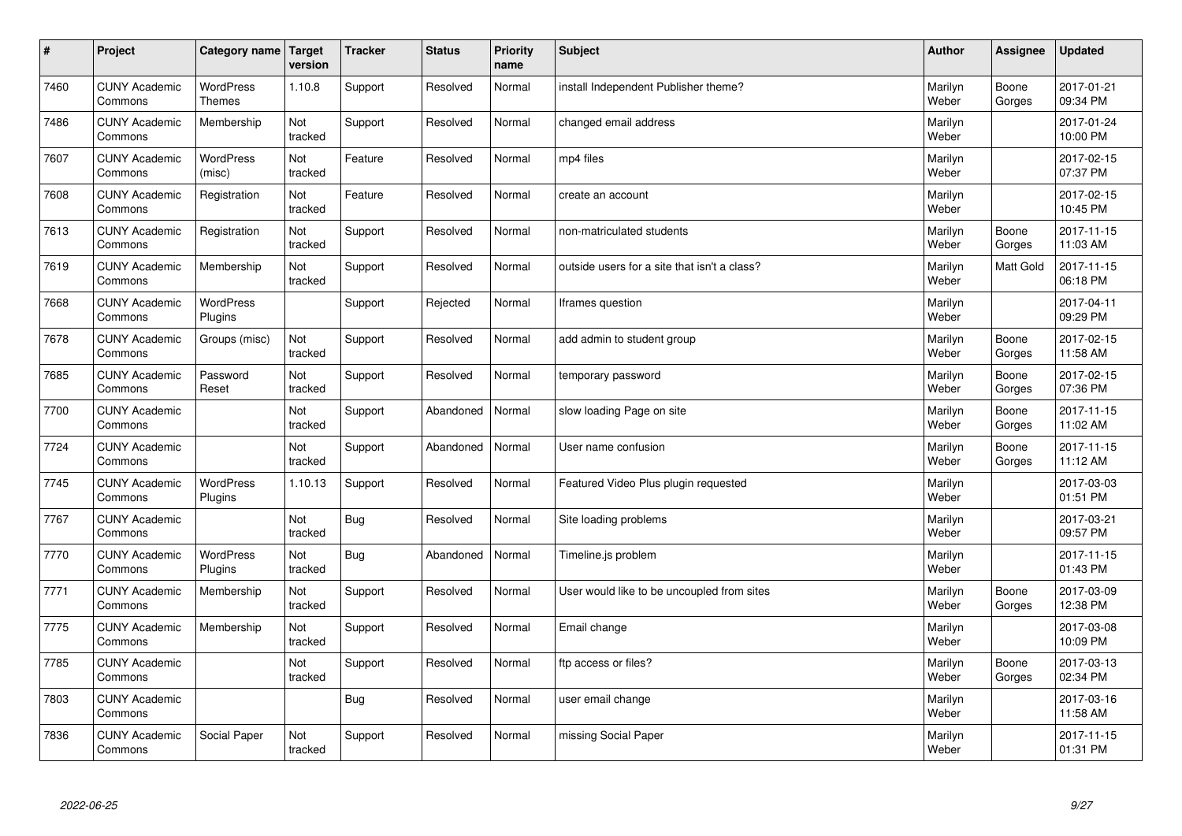| # | Project | Category name | Target version | Tracker | Status | Priority name | Subject | Author | Assignee | Updated |
|---|---|---|---|---|---|---|---|---|---|---|
| 7460 | CUNY Academic Commons | WordPress Themes | 1.10.8 | Support | Resolved | Normal | install Independent Publisher theme? | Marilyn Weber | Boone Gorges | 2017-01-21 09:34 PM |
| 7486 | CUNY Academic Commons | Membership | Not tracked | Support | Resolved | Normal | changed email address | Marilyn Weber | | 2017-01-24 10:00 PM |
| 7607 | CUNY Academic Commons | WordPress (misc) | Not tracked | Feature | Resolved | Normal | mp4 files | Marilyn Weber | | 2017-02-15 07:37 PM |
| 7608 | CUNY Academic Commons | Registration | Not tracked | Feature | Resolved | Normal | create an account | Marilyn Weber | | 2017-02-15 10:45 PM |
| 7613 | CUNY Academic Commons | Registration | Not tracked | Support | Resolved | Normal | non-matriculated students | Marilyn Weber | Boone Gorges | 2017-11-15 11:03 AM |
| 7619 | CUNY Academic Commons | Membership | Not tracked | Support | Resolved | Normal | outside users for a site that isn't a class? | Marilyn Weber | Matt Gold | 2017-11-15 06:18 PM |
| 7668 | CUNY Academic Commons | WordPress Plugins | | Support | Rejected | Normal | Iframes question | Marilyn Weber | | 2017-04-11 09:29 PM |
| 7678 | CUNY Academic Commons | Groups (misc) | Not tracked | Support | Resolved | Normal | add admin to student group | Marilyn Weber | Boone Gorges | 2017-02-15 11:58 AM |
| 7685 | CUNY Academic Commons | Password Reset | Not tracked | Support | Resolved | Normal | temporary password | Marilyn Weber | Boone Gorges | 2017-02-15 07:36 PM |
| 7700 | CUNY Academic Commons | | Not tracked | Support | Abandoned | Normal | slow loading Page on site | Marilyn Weber | Boone Gorges | 2017-11-15 11:02 AM |
| 7724 | CUNY Academic Commons | | Not tracked | Support | Abandoned | Normal | User name confusion | Marilyn Weber | Boone Gorges | 2017-11-15 11:12 AM |
| 7745 | CUNY Academic Commons | WordPress Plugins | 1.10.13 | Support | Resolved | Normal | Featured Video Plus plugin requested | Marilyn Weber | | 2017-03-03 01:51 PM |
| 7767 | CUNY Academic Commons | | Not tracked | Bug | Resolved | Normal | Site loading problems | Marilyn Weber | | 2017-03-21 09:57 PM |
| 7770 | CUNY Academic Commons | WordPress Plugins | Not tracked | Bug | Abandoned | Normal | Timeline.js problem | Marilyn Weber | | 2017-11-15 01:43 PM |
| 7771 | CUNY Academic Commons | Membership | Not tracked | Support | Resolved | Normal | User would like to be uncoupled from sites | Marilyn Weber | Boone Gorges | 2017-03-09 12:38 PM |
| 7775 | CUNY Academic Commons | Membership | Not tracked | Support | Resolved | Normal | Email change | Marilyn Weber | | 2017-03-08 10:09 PM |
| 7785 | CUNY Academic Commons | | Not tracked | Support | Resolved | Normal | ftp access or files? | Marilyn Weber | Boone Gorges | 2017-03-13 02:34 PM |
| 7803 | CUNY Academic Commons | | | Bug | Resolved | Normal | user email change | Marilyn Weber | | 2017-03-16 11:58 AM |
| 7836 | CUNY Academic Commons | Social Paper | Not tracked | Support | Resolved | Normal | missing Social Paper | Marilyn Weber | | 2017-11-15 01:31 PM |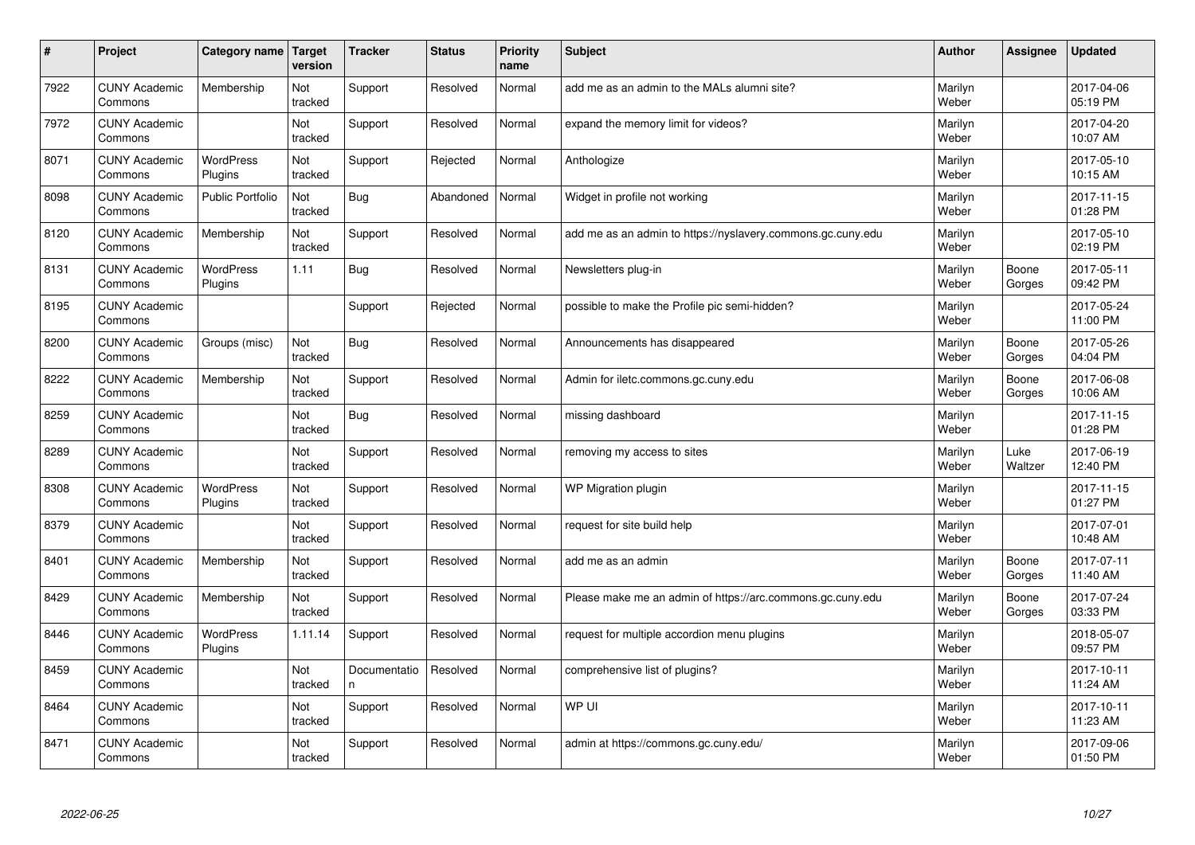| # | Project | Category name | Target version | Tracker | Status | Priority name | Subject | Author | Assignee | Updated |
|---|---|---|---|---|---|---|---|---|---|---|
| 7922 | CUNY Academic Commons | Membership | Not tracked | Support | Resolved | Normal | add me as an admin to the MALs alumni site? | Marilyn Weber | | 2017-04-06 05:19 PM |
| 7972 | CUNY Academic Commons | | Not tracked | Support | Resolved | Normal | expand the memory limit for videos? | Marilyn Weber | | 2017-04-20 10:07 AM |
| 8071 | CUNY Academic Commons | WordPress Plugins | Not tracked | Support | Rejected | Normal | Anthologize | Marilyn Weber | | 2017-05-10 10:15 AM |
| 8098 | CUNY Academic Commons | Public Portfolio | Not tracked | Bug | Abandoned | Normal | Widget in profile not working | Marilyn Weber | | 2017-11-15 01:28 PM |
| 8120 | CUNY Academic Commons | Membership | Not tracked | Support | Resolved | Normal | add me as an admin to https://nyslavery.commons.gc.cuny.edu | Marilyn Weber | | 2017-05-10 02:19 PM |
| 8131 | CUNY Academic Commons | WordPress Plugins | 1.11 | Bug | Resolved | Normal | Newsletters plug-in | Marilyn Weber | Boone Gorges | 2017-05-11 09:42 PM |
| 8195 | CUNY Academic Commons | | | Support | Rejected | Normal | possible to make the Profile pic semi-hidden? | Marilyn Weber | | 2017-05-24 11:00 PM |
| 8200 | CUNY Academic Commons | Groups (misc) | Not tracked | Bug | Resolved | Normal | Announcements has disappeared | Marilyn Weber | Boone Gorges | 2017-05-26 04:04 PM |
| 8222 | CUNY Academic Commons | Membership | Not tracked | Support | Resolved | Normal | Admin for iletc.commons.gc.cuny.edu | Marilyn Weber | Boone Gorges | 2017-06-08 10:06 AM |
| 8259 | CUNY Academic Commons | | Not tracked | Bug | Resolved | Normal | missing dashboard | Marilyn Weber | | 2017-11-15 01:28 PM |
| 8289 | CUNY Academic Commons | | Not tracked | Support | Resolved | Normal | removing my access to sites | Marilyn Weber | Luke Waltzer | 2017-06-19 12:40 PM |
| 8308 | CUNY Academic Commons | WordPress Plugins | Not tracked | Support | Resolved | Normal | WP Migration plugin | Marilyn Weber | | 2017-11-15 01:27 PM |
| 8379 | CUNY Academic Commons | | Not tracked | Support | Resolved | Normal | request for site build help | Marilyn Weber | | 2017-07-01 10:48 AM |
| 8401 | CUNY Academic Commons | Membership | Not tracked | Support | Resolved | Normal | add me as an admin | Marilyn Weber | Boone Gorges | 2017-07-11 11:40 AM |
| 8429 | CUNY Academic Commons | Membership | Not tracked | Support | Resolved | Normal | Please make me an admin of https://arc.commons.gc.cuny.edu | Marilyn Weber | Boone Gorges | 2017-07-24 03:33 PM |
| 8446 | CUNY Academic Commons | WordPress Plugins | 1.11.14 | Support | Resolved | Normal | request for multiple accordion menu plugins | Marilyn Weber | | 2018-05-07 09:57 PM |
| 8459 | CUNY Academic Commons | | Not tracked | Documentation | Resolved | Normal | comprehensive list of plugins? | Marilyn Weber | | 2017-10-11 11:24 AM |
| 8464 | CUNY Academic Commons | | Not tracked | Support | Resolved | Normal | WP UI | Marilyn Weber | | 2017-10-11 11:23 AM |
| 8471 | CUNY Academic Commons | | Not tracked | Support | Resolved | Normal | admin at https://commons.gc.cuny.edu/ | Marilyn Weber | | 2017-09-06 01:50 PM |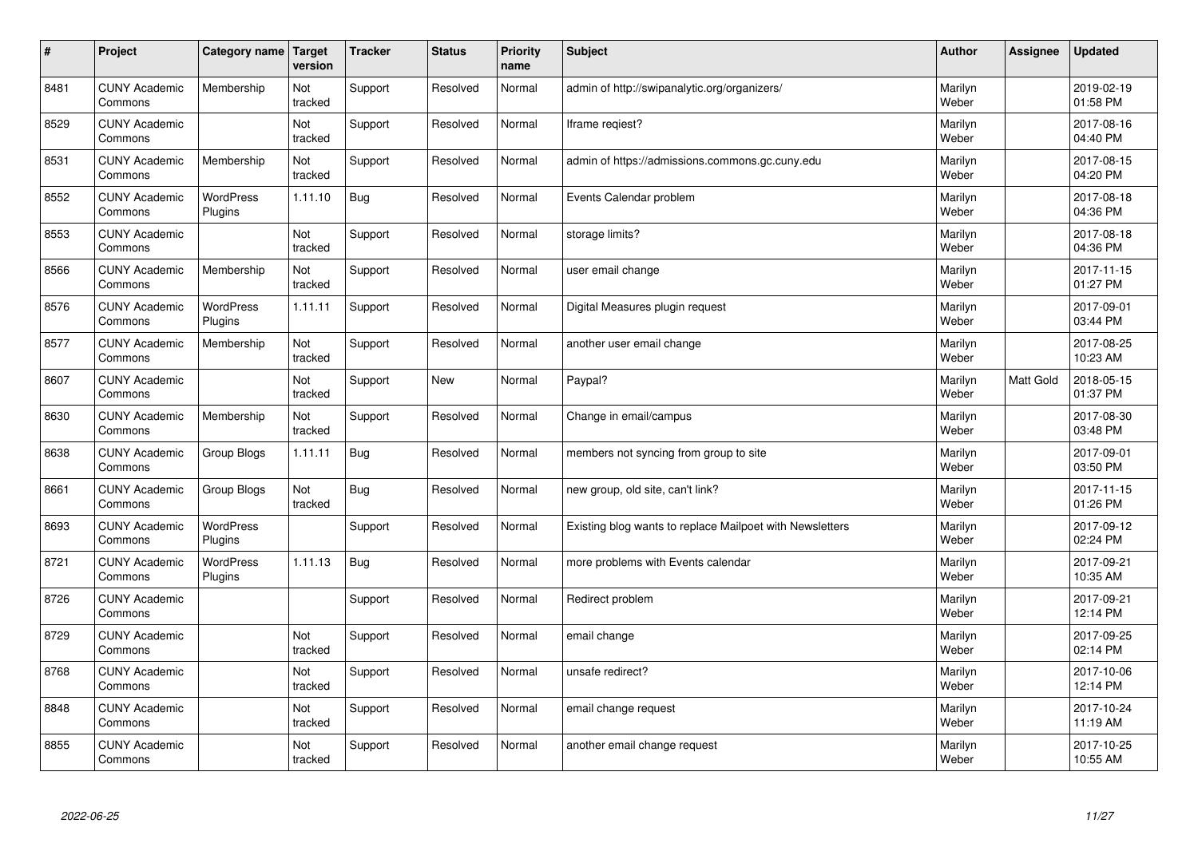| # | Project | Category name | Target version | Tracker | Status | Priority name | Subject | Author | Assignee | Updated |
|---|---|---|---|---|---|---|---|---|---|---|
| 8481 | CUNY Academic Commons | Membership | Not tracked | Support | Resolved | Normal | admin of http://swipanalytic.org/organizers/ | Marilyn Weber | | 2019-02-19 01:58 PM |
| 8529 | CUNY Academic Commons | | Not tracked | Support | Resolved | Normal | Iframe reqiest? | Marilyn Weber | | 2017-08-16 04:40 PM |
| 8531 | CUNY Academic Commons | Membership | Not tracked | Support | Resolved | Normal | admin of https://admissions.commons.gc.cuny.edu | Marilyn Weber | | 2017-08-15 04:20 PM |
| 8552 | CUNY Academic Commons | WordPress Plugins | 1.11.10 | Bug | Resolved | Normal | Events Calendar problem | Marilyn Weber | | 2017-08-18 04:36 PM |
| 8553 | CUNY Academic Commons | | Not tracked | Support | Resolved | Normal | storage limits? | Marilyn Weber | | 2017-08-18 04:36 PM |
| 8566 | CUNY Academic Commons | Membership | Not tracked | Support | Resolved | Normal | user email change | Marilyn Weber | | 2017-11-15 01:27 PM |
| 8576 | CUNY Academic Commons | WordPress Plugins | 1.11.11 | Support | Resolved | Normal | Digital Measures plugin request | Marilyn Weber | | 2017-09-01 03:44 PM |
| 8577 | CUNY Academic Commons | Membership | Not tracked | Support | Resolved | Normal | another user email change | Marilyn Weber | | 2017-08-25 10:23 AM |
| 8607 | CUNY Academic Commons | | Not tracked | Support | New | Normal | Paypal? | Marilyn Weber | Matt Gold | 2018-05-15 01:37 PM |
| 8630 | CUNY Academic Commons | Membership | Not tracked | Support | Resolved | Normal | Change in email/campus | Marilyn Weber | | 2017-08-30 03:48 PM |
| 8638 | CUNY Academic Commons | Group Blogs | 1.11.11 | Bug | Resolved | Normal | members not syncing from group to site | Marilyn Weber | | 2017-09-01 03:50 PM |
| 8661 | CUNY Academic Commons | Group Blogs | Not tracked | Bug | Resolved | Normal | new group, old site, can't link? | Marilyn Weber | | 2017-11-15 01:26 PM |
| 8693 | CUNY Academic Commons | WordPress Plugins | | Support | Resolved | Normal | Existing blog wants to replace Mailpoet with Newsletters | Marilyn Weber | | 2017-09-12 02:24 PM |
| 8721 | CUNY Academic Commons | WordPress Plugins | 1.11.13 | Bug | Resolved | Normal | more problems with Events calendar | Marilyn Weber | | 2017-09-21 10:35 AM |
| 8726 | CUNY Academic Commons | | | Support | Resolved | Normal | Redirect problem | Marilyn Weber | | 2017-09-21 12:14 PM |
| 8729 | CUNY Academic Commons | | Not tracked | Support | Resolved | Normal | email change | Marilyn Weber | | 2017-09-25 02:14 PM |
| 8768 | CUNY Academic Commons | | Not tracked | Support | Resolved | Normal | unsafe redirect? | Marilyn Weber | | 2017-10-06 12:14 PM |
| 8848 | CUNY Academic Commons | | Not tracked | Support | Resolved | Normal | email change request | Marilyn Weber | | 2017-10-24 11:19 AM |
| 8855 | CUNY Academic Commons | | Not tracked | Support | Resolved | Normal | another email change request | Marilyn Weber | | 2017-10-25 10:55 AM |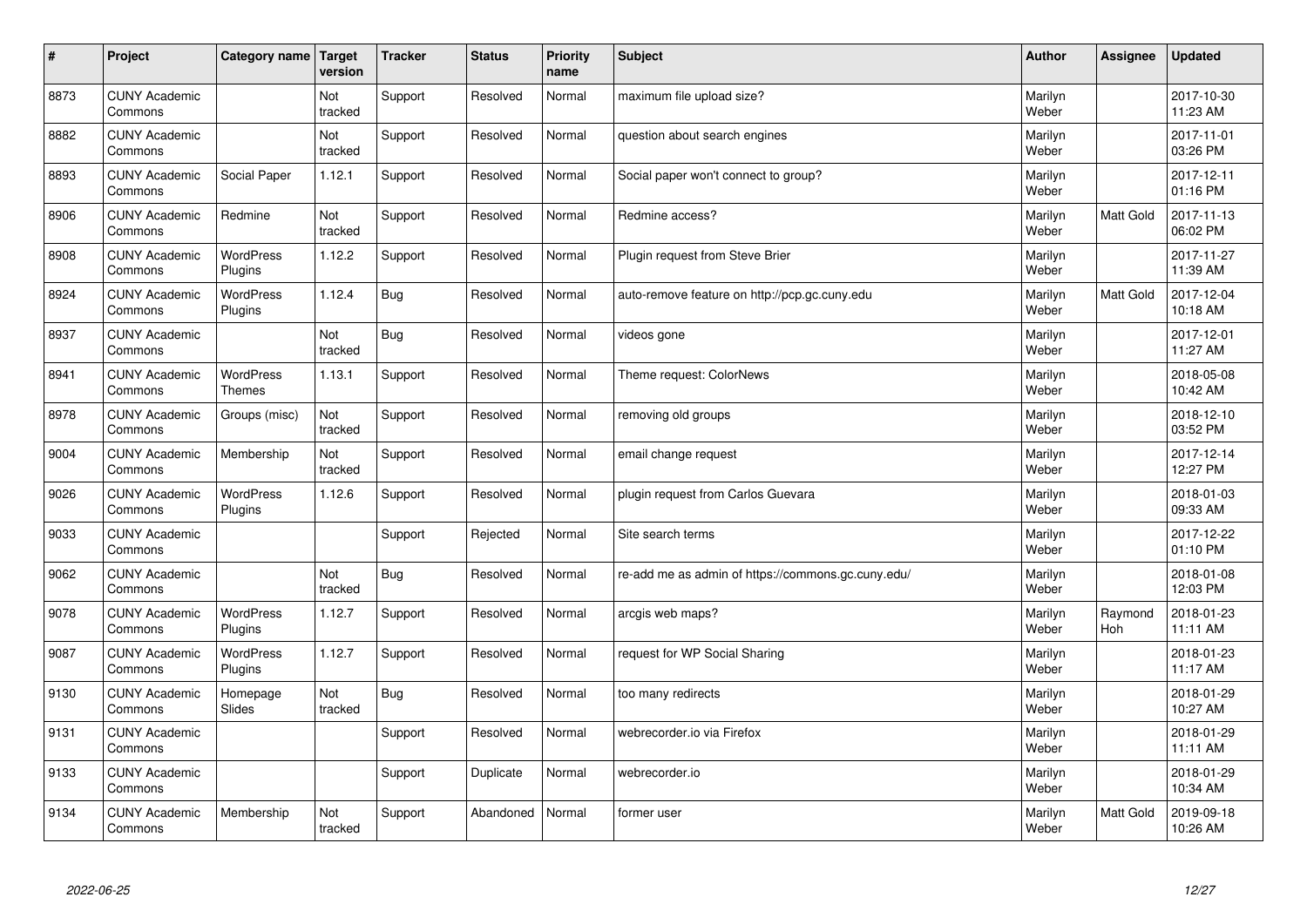| # | Project | Category name | Target version | Tracker | Status | Priority name | Subject | Author | Assignee | Updated |
|---|---|---|---|---|---|---|---|---|---|---|
| 8873 | CUNY Academic Commons | | Not tracked | Support | Resolved | Normal | maximum file upload size? | Marilyn Weber | | 2017-10-30 11:23 AM |
| 8882 | CUNY Academic Commons | | Not tracked | Support | Resolved | Normal | question about search engines | Marilyn Weber | | 2017-11-01 03:26 PM |
| 8893 | CUNY Academic Commons | Social Paper | 1.12.1 | Support | Resolved | Normal | Social paper won't connect to group? | Marilyn Weber | | 2017-12-11 01:16 PM |
| 8906 | CUNY Academic Commons | Redmine | Not tracked | Support | Resolved | Normal | Redmine access? | Marilyn Weber | Matt Gold | 2017-11-13 06:02 PM |
| 8908 | CUNY Academic Commons | WordPress Plugins | 1.12.2 | Support | Resolved | Normal | Plugin request from Steve Brier | Marilyn Weber | | 2017-11-27 11:39 AM |
| 8924 | CUNY Academic Commons | WordPress Plugins | 1.12.4 | Bug | Resolved | Normal | auto-remove feature on http://pcp.gc.cuny.edu | Marilyn Weber | Matt Gold | 2017-12-04 10:18 AM |
| 8937 | CUNY Academic Commons | | Not tracked | Bug | Resolved | Normal | videos gone | Marilyn Weber | | 2017-12-01 11:27 AM |
| 8941 | CUNY Academic Commons | WordPress Themes | 1.13.1 | Support | Resolved | Normal | Theme request: ColorNews | Marilyn Weber | | 2018-05-08 10:42 AM |
| 8978 | CUNY Academic Commons | Groups (misc) | Not tracked | Support | Resolved | Normal | removing old groups | Marilyn Weber | | 2018-12-10 03:52 PM |
| 9004 | CUNY Academic Commons | Membership | Not tracked | Support | Resolved | Normal | email change request | Marilyn Weber | | 2017-12-14 12:27 PM |
| 9026 | CUNY Academic Commons | WordPress Plugins | 1.12.6 | Support | Resolved | Normal | plugin request from Carlos Guevara | Marilyn Weber | | 2018-01-03 09:33 AM |
| 9033 | CUNY Academic Commons | | | Support | Rejected | Normal | Site search terms | Marilyn Weber | | 2017-12-22 01:10 PM |
| 9062 | CUNY Academic Commons | | Not tracked | Bug | Resolved | Normal | re-add me as admin of https://commons.gc.cuny.edu/ | Marilyn Weber | | 2018-01-08 12:03 PM |
| 9078 | CUNY Academic Commons | WordPress Plugins | 1.12.7 | Support | Resolved | Normal | arcgis web maps? | Marilyn Weber | Raymond Hoh | 2018-01-23 11:11 AM |
| 9087 | CUNY Academic Commons | WordPress Plugins | 1.12.7 | Support | Resolved | Normal | request for WP Social Sharing | Marilyn Weber | | 2018-01-23 11:17 AM |
| 9130 | CUNY Academic Commons | Homepage Slides | Not tracked | Bug | Resolved | Normal | too many redirects | Marilyn Weber | | 2018-01-29 10:27 AM |
| 9131 | CUNY Academic Commons | | | Support | Resolved | Normal | webrecorder.io via Firefox | Marilyn Weber | | 2018-01-29 11:11 AM |
| 9133 | CUNY Academic Commons | | | Support | Duplicate | Normal | webrecorder.io | Marilyn Weber | | 2018-01-29 10:34 AM |
| 9134 | CUNY Academic Commons | Membership | Not tracked | Support | Abandoned | Normal | former user | Marilyn Weber | Matt Gold | 2019-09-18 10:26 AM |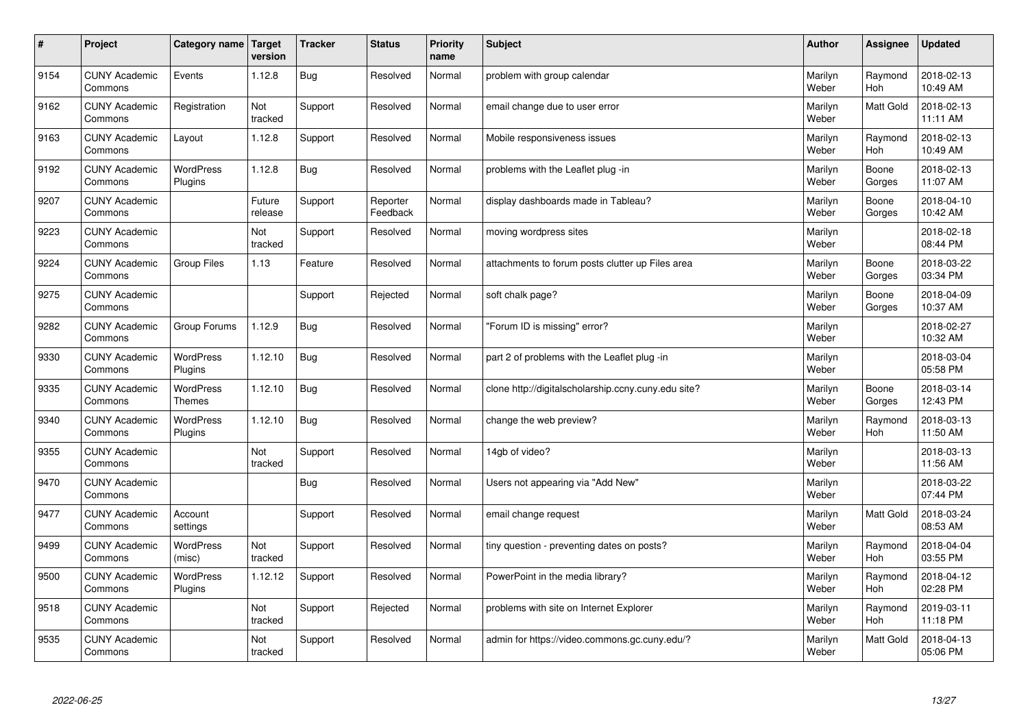| # | Project | Category name | Target version | Tracker | Status | Priority name | Subject | Author | Assignee | Updated |
|---|---|---|---|---|---|---|---|---|---|---|
| 9154 | CUNY Academic Commons | Events | 1.12.8 | Bug | Resolved | Normal | problem with group calendar | Marilyn Weber | Raymond Hoh | 2018-02-13 10:49 AM |
| 9162 | CUNY Academic Commons | Registration | Not tracked | Support | Resolved | Normal | email change due to user error | Marilyn Weber | Matt Gold | 2018-02-13 11:11 AM |
| 9163 | CUNY Academic Commons | Layout | 1.12.8 | Support | Resolved | Normal | Mobile responsiveness issues | Marilyn Weber | Raymond Hoh | 2018-02-13 10:49 AM |
| 9192 | CUNY Academic Commons | WordPress Plugins | 1.12.8 | Bug | Resolved | Normal | problems with the Leaflet plug -in | Marilyn Weber | Boone Gorges | 2018-02-13 11:07 AM |
| 9207 | CUNY Academic Commons | | Future release | Support | Reporter Feedback | Normal | display dashboards made in Tableau? | Marilyn Weber | Boone Gorges | 2018-04-10 10:42 AM |
| 9223 | CUNY Academic Commons | | Not tracked | Support | Resolved | Normal | moving wordpress sites | Marilyn Weber | | 2018-02-18 08:44 PM |
| 9224 | CUNY Academic Commons | Group Files | 1.13 | Feature | Resolved | Normal | attachments to forum posts clutter up Files area | Marilyn Weber | Boone Gorges | 2018-03-22 03:34 PM |
| 9275 | CUNY Academic Commons | | | Support | Rejected | Normal | soft chalk page? | Marilyn Weber | Boone Gorges | 2018-04-09 10:37 AM |
| 9282 | CUNY Academic Commons | Group Forums | 1.12.9 | Bug | Resolved | Normal | "Forum ID is missing" error? | Marilyn Weber | | 2018-02-27 10:32 AM |
| 9330 | CUNY Academic Commons | WordPress Plugins | 1.12.10 | Bug | Resolved | Normal | part 2 of problems with the Leaflet plug -in | Marilyn Weber | | 2018-03-04 05:58 PM |
| 9335 | CUNY Academic Commons | WordPress Themes | 1.12.10 | Bug | Resolved | Normal | clone http://digitalscholarship.ccny.cuny.edu site? | Marilyn Weber | Boone Gorges | 2018-03-14 12:43 PM |
| 9340 | CUNY Academic Commons | WordPress Plugins | 1.12.10 | Bug | Resolved | Normal | change the web preview? | Marilyn Weber | Raymond Hoh | 2018-03-13 11:50 AM |
| 9355 | CUNY Academic Commons | | Not tracked | Support | Resolved | Normal | 14gb of video? | Marilyn Weber | | 2018-03-13 11:56 AM |
| 9470 | CUNY Academic Commons | | | Bug | Resolved | Normal | Users not appearing via "Add New" | Marilyn Weber | | 2018-03-22 07:44 PM |
| 9477 | CUNY Academic Commons | Account settings | | Support | Resolved | Normal | email change request | Marilyn Weber | Matt Gold | 2018-03-24 08:53 AM |
| 9499 | CUNY Academic Commons | WordPress (misc) | Not tracked | Support | Resolved | Normal | tiny question - preventing dates on posts? | Marilyn Weber | Raymond Hoh | 2018-04-04 03:55 PM |
| 9500 | CUNY Academic Commons | WordPress Plugins | 1.12.12 | Support | Resolved | Normal | PowerPoint in the media library? | Marilyn Weber | Raymond Hoh | 2018-04-12 02:28 PM |
| 9518 | CUNY Academic Commons | | Not tracked | Support | Rejected | Normal | problems with site on Internet Explorer | Marilyn Weber | Raymond Hoh | 2019-03-11 11:18 PM |
| 9535 | CUNY Academic Commons | | Not tracked | Support | Resolved | Normal | admin for https://video.commons.gc.cuny.edu/? | Marilyn Weber | Matt Gold | 2018-04-13 05:06 PM |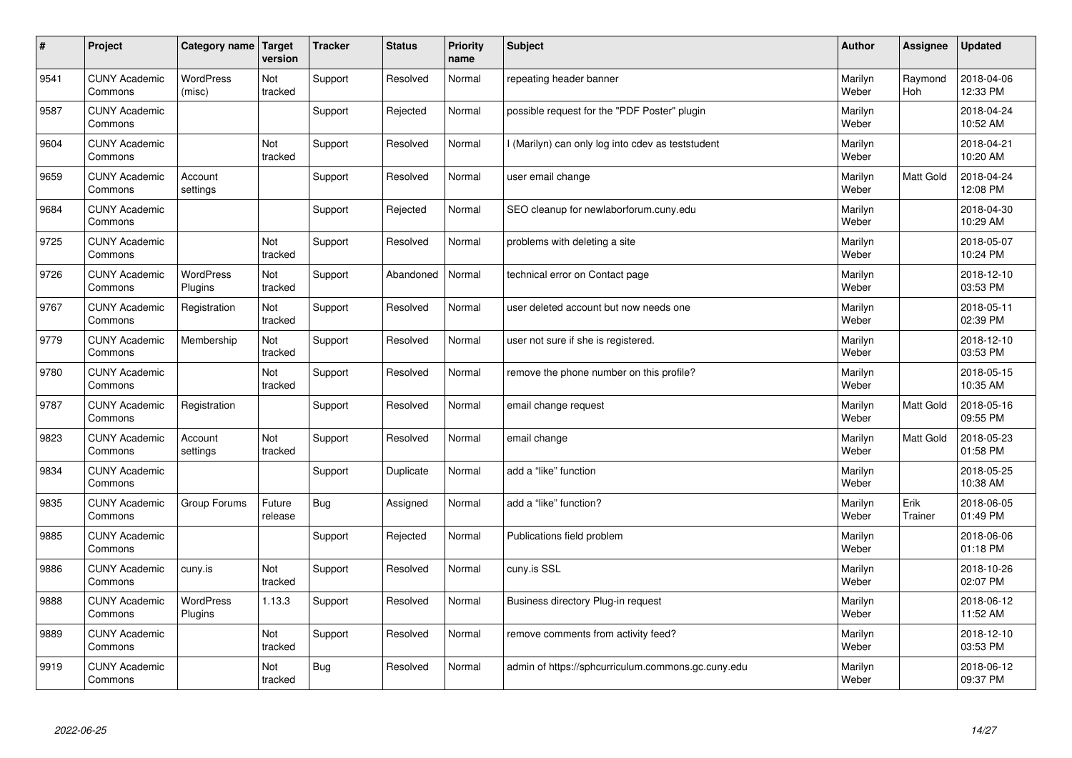| # | Project | Category name | Target version | Tracker | Status | Priority name | Subject | Author | Assignee | Updated |
|---|---|---|---|---|---|---|---|---|---|---|
| 9541 | CUNY Academic Commons | WordPress (misc) | Not tracked | Support | Resolved | Normal | repeating header banner | Marilyn Weber | Raymond Hoh | 2018-04-06 12:33 PM |
| 9587 | CUNY Academic Commons | | | Support | Rejected | Normal | possible request for the "PDF Poster" plugin | Marilyn Weber | | 2018-04-24 10:52 AM |
| 9604 | CUNY Academic Commons | | Not tracked | Support | Resolved | Normal | I (Marilyn) can only log into cdev as teststudent | Marilyn Weber | | 2018-04-21 10:20 AM |
| 9659 | CUNY Academic Commons | Account settings | | Support | Resolved | Normal | user email change | Marilyn Weber | Matt Gold | 2018-04-24 12:08 PM |
| 9684 | CUNY Academic Commons | | | Support | Rejected | Normal | SEO cleanup for newlaborforum.cuny.edu | Marilyn Weber | | 2018-04-30 10:29 AM |
| 9725 | CUNY Academic Commons | | Not tracked | Support | Resolved | Normal | problems with deleting a site | Marilyn Weber | | 2018-05-07 10:24 PM |
| 9726 | CUNY Academic Commons | WordPress Plugins | Not tracked | Support | Abandoned | Normal | technical error on Contact page | Marilyn Weber | | 2018-12-10 03:53 PM |
| 9767 | CUNY Academic Commons | Registration | Not tracked | Support | Resolved | Normal | user deleted account but now needs one | Marilyn Weber | | 2018-05-11 02:39 PM |
| 9779 | CUNY Academic Commons | Membership | Not tracked | Support | Resolved | Normal | user not sure if she is registered. | Marilyn Weber | | 2018-12-10 03:53 PM |
| 9780 | CUNY Academic Commons | | Not tracked | Support | Resolved | Normal | remove the phone number on this profile? | Marilyn Weber | | 2018-05-15 10:35 AM |
| 9787 | CUNY Academic Commons | Registration | | Support | Resolved | Normal | email change request | Marilyn Weber | Matt Gold | 2018-05-16 09:55 PM |
| 9823 | CUNY Academic Commons | Account settings | Not tracked | Support | Resolved | Normal | email change | Marilyn Weber | Matt Gold | 2018-05-23 01:58 PM |
| 9834 | CUNY Academic Commons | | | Support | Duplicate | Normal | add a “like” function | Marilyn Weber | | 2018-05-25 10:38 AM |
| 9835 | CUNY Academic Commons | Group Forums | Future release | Bug | Assigned | Normal | add a “like” function? | Marilyn Weber | Erik Trainer | 2018-06-05 01:49 PM |
| 9885 | CUNY Academic Commons | | | Support | Rejected | Normal | Publications field problem | Marilyn Weber | | 2018-06-06 01:18 PM |
| 9886 | CUNY Academic Commons | cuny.is | Not tracked | Support | Resolved | Normal | cuny.is SSL | Marilyn Weber | | 2018-10-26 02:07 PM |
| 9888 | CUNY Academic Commons | WordPress Plugins | 1.13.3 | Support | Resolved | Normal | Business directory Plug-in request | Marilyn Weber | | 2018-06-12 11:52 AM |
| 9889 | CUNY Academic Commons | | Not tracked | Support | Resolved | Normal | remove comments from activity feed? | Marilyn Weber | | 2018-12-10 03:53 PM |
| 9919 | CUNY Academic Commons | | Not tracked | Bug | Resolved | Normal | admin of https://sphcurriculum.commons.gc.cuny.edu | Marilyn Weber | | 2018-06-12 09:37 PM |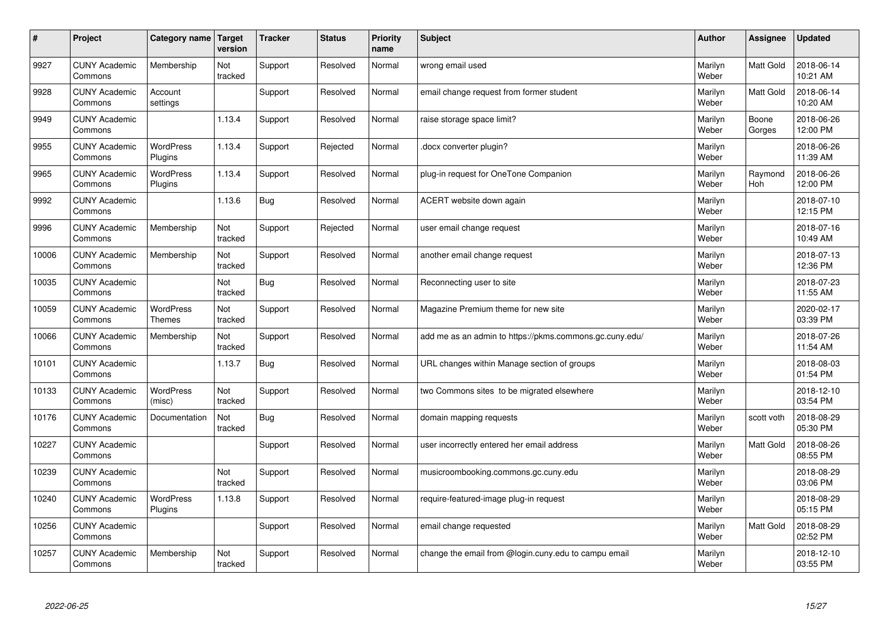| # | Project | Category name | Target version | Tracker | Status | Priority name | Subject | Author | Assignee | Updated |
|---|---|---|---|---|---|---|---|---|---|---|
| 9927 | CUNY Academic Commons | Membership | Not tracked | Support | Resolved | Normal | wrong email used | Marilyn Weber | Matt Gold | 2018-06-14 10:21 AM |
| 9928 | CUNY Academic Commons | Account settings | | Support | Resolved | Normal | email change request from former student | Marilyn Weber | Matt Gold | 2018-06-14 10:20 AM |
| 9949 | CUNY Academic Commons | | 1.13.4 | Support | Resolved | Normal | raise storage space limit? | Marilyn Weber | Boone Gorges | 2018-06-26 12:00 PM |
| 9955 | CUNY Academic Commons | WordPress Plugins | 1.13.4 | Support | Rejected | Normal | .docx converter plugin? | Marilyn Weber | | 2018-06-26 11:39 AM |
| 9965 | CUNY Academic Commons | WordPress Plugins | 1.13.4 | Support | Resolved | Normal | plug-in request for OneTone Companion | Marilyn Weber | Raymond Hoh | 2018-06-26 12:00 PM |
| 9992 | CUNY Academic Commons | | 1.13.6 | Bug | Resolved | Normal | ACERT website down again | Marilyn Weber | | 2018-07-10 12:15 PM |
| 9996 | CUNY Academic Commons | Membership | Not tracked | Support | Rejected | Normal | user email change request | Marilyn Weber | | 2018-07-16 10:49 AM |
| 10006 | CUNY Academic Commons | Membership | Not tracked | Support | Resolved | Normal | another email change request | Marilyn Weber | | 2018-07-13 12:36 PM |
| 10035 | CUNY Academic Commons | | Not tracked | Bug | Resolved | Normal | Reconnecting user to site | Marilyn Weber | | 2018-07-23 11:55 AM |
| 10059 | CUNY Academic Commons | WordPress Themes | Not tracked | Support | Resolved | Normal | Magazine Premium theme for new site | Marilyn Weber | | 2020-02-17 03:39 PM |
| 10066 | CUNY Academic Commons | Membership | Not tracked | Support | Resolved | Normal | add me as an admin to https://pkms.commons.gc.cuny.edu/ | Marilyn Weber | | 2018-07-26 11:54 AM |
| 10101 | CUNY Academic Commons | | 1.13.7 | Bug | Resolved | Normal | URL changes within Manage section of groups | Marilyn Weber | | 2018-08-03 01:54 PM |
| 10133 | CUNY Academic Commons | WordPress (misc) | Not tracked | Support | Resolved | Normal | two Commons sites to be migrated elsewhere | Marilyn Weber | | 2018-12-10 03:54 PM |
| 10176 | CUNY Academic Commons | Documentation | Not tracked | Bug | Resolved | Normal | domain mapping requests | Marilyn Weber | scott voth | 2018-08-29 05:30 PM |
| 10227 | CUNY Academic Commons | | | Support | Resolved | Normal | user incorrectly entered her email address | Marilyn Weber | Matt Gold | 2018-08-26 08:55 PM |
| 10239 | CUNY Academic Commons | | Not tracked | Support | Resolved | Normal | musicroombooking.commons.gc.cuny.edu | Marilyn Weber | | 2018-08-29 03:06 PM |
| 10240 | CUNY Academic Commons | WordPress Plugins | 1.13.8 | Support | Resolved | Normal | require-featured-image plug-in request | Marilyn Weber | | 2018-08-29 05:15 PM |
| 10256 | CUNY Academic Commons | | | Support | Resolved | Normal | email change requested | Marilyn Weber | Matt Gold | 2018-08-29 02:52 PM |
| 10257 | CUNY Academic Commons | Membership | Not tracked | Support | Resolved | Normal | change the email from @login.cuny.edu to campu email | Marilyn Weber | | 2018-12-10 03:55 PM |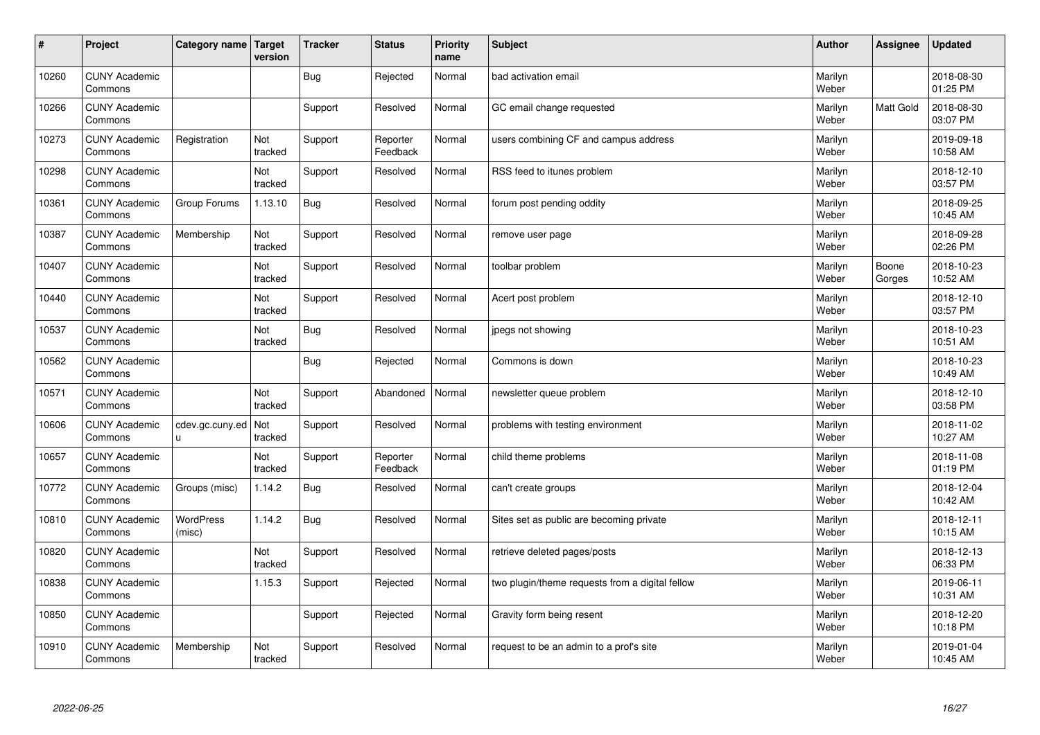| # | Project | Category name | Target version | Tracker | Status | Priority name | Subject | Author | Assignee | Updated |
|---|---|---|---|---|---|---|---|---|---|---|
| 10260 | CUNY Academic Commons | | | Bug | Rejected | Normal | bad activation email | Marilyn Weber | | 2018-08-30 01:25 PM |
| 10266 | CUNY Academic Commons | | | Support | Resolved | Normal | GC email change requested | Marilyn Weber | Matt Gold | 2018-08-30 03:07 PM |
| 10273 | CUNY Academic Commons | Registration | Not tracked | Support | Reporter Feedback | Normal | users combining CF and campus address | Marilyn Weber | | 2019-09-18 10:58 AM |
| 10298 | CUNY Academic Commons | | Not tracked | Support | Resolved | Normal | RSS feed to itunes problem | Marilyn Weber | | 2018-12-10 03:57 PM |
| 10361 | CUNY Academic Commons | Group Forums | 1.13.10 | Bug | Resolved | Normal | forum post pending oddity | Marilyn Weber | | 2018-09-25 10:45 AM |
| 10387 | CUNY Academic Commons | Membership | Not tracked | Support | Resolved | Normal | remove user page | Marilyn Weber | | 2018-09-28 02:26 PM |
| 10407 | CUNY Academic Commons | | Not tracked | Support | Resolved | Normal | toolbar problem | Marilyn Weber | Boone Gorges | 2018-10-23 10:52 AM |
| 10440 | CUNY Academic Commons | | Not tracked | Support | Resolved | Normal | Acert post problem | Marilyn Weber | | 2018-12-10 03:57 PM |
| 10537 | CUNY Academic Commons | | Not tracked | Bug | Resolved | Normal | jpegs not showing | Marilyn Weber | | 2018-10-23 10:51 AM |
| 10562 | CUNY Academic Commons | | | Bug | Rejected | Normal | Commons is down | Marilyn Weber | | 2018-10-23 10:49 AM |
| 10571 | CUNY Academic Commons | | Not tracked | Support | Abandoned | Normal | newsletter queue problem | Marilyn Weber | | 2018-12-10 03:58 PM |
| 10606 | CUNY Academic Commons | cdev.gc.cuny.edu | Not tracked | Support | Resolved | Normal | problems with testing environment | Marilyn Weber | | 2018-11-02 10:27 AM |
| 10657 | CUNY Academic Commons | | Not tracked | Support | Reporter Feedback | Normal | child theme problems | Marilyn Weber | | 2018-11-08 01:19 PM |
| 10772 | CUNY Academic Commons | Groups (misc) | 1.14.2 | Bug | Resolved | Normal | can't create groups | Marilyn Weber | | 2018-12-04 10:42 AM |
| 10810 | CUNY Academic Commons | WordPress (misc) | 1.14.2 | Bug | Resolved | Normal | Sites set as public are becoming private | Marilyn Weber | | 2018-12-11 10:15 AM |
| 10820 | CUNY Academic Commons | | Not tracked | Support | Resolved | Normal | retrieve deleted pages/posts | Marilyn Weber | | 2018-12-13 06:33 PM |
| 10838 | CUNY Academic Commons | | 1.15.3 | Support | Rejected | Normal | two plugin/theme requests from a digital fellow | Marilyn Weber | | 2019-06-11 10:31 AM |
| 10850 | CUNY Academic Commons | | | Support | Rejected | Normal | Gravity form being resent | Marilyn Weber | | 2018-12-20 10:18 PM |
| 10910 | CUNY Academic Commons | Membership | Not tracked | Support | Resolved | Normal | request to be an admin to a prof's site | Marilyn Weber | | 2019-01-04 10:45 AM |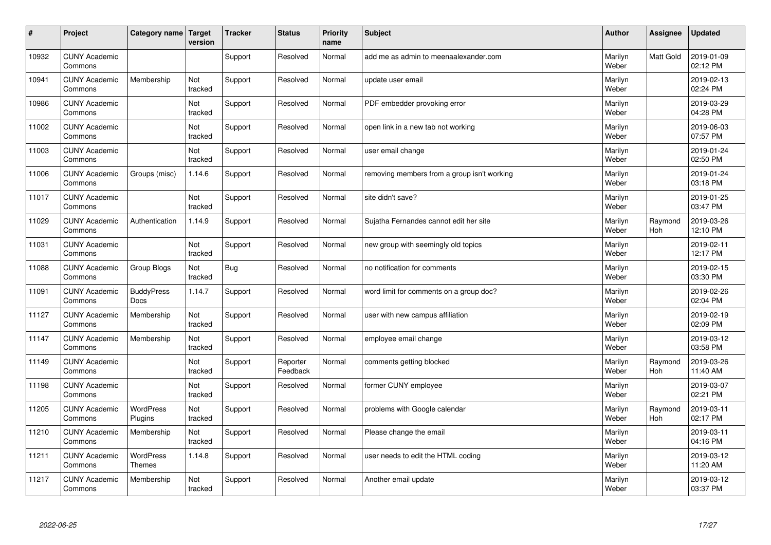| # | Project | Category name | Target version | Tracker | Status | Priority name | Subject | Author | Assignee | Updated |
|---|---|---|---|---|---|---|---|---|---|---|
| 10932 | CUNY Academic Commons | | | Support | Resolved | Normal | add me as admin to meenaalexander.com | Marilyn Weber | Matt Gold | 2019-01-09 02:12 PM |
| 10941 | CUNY Academic Commons | Membership | Not tracked | Support | Resolved | Normal | update user email | Marilyn Weber | | 2019-02-13 02:24 PM |
| 10986 | CUNY Academic Commons | | Not tracked | Support | Resolved | Normal | PDF embedder provoking error | Marilyn Weber | | 2019-03-29 04:28 PM |
| 11002 | CUNY Academic Commons | | Not tracked | Support | Resolved | Normal | open link in a new tab not working | Marilyn Weber | | 2019-06-03 07:57 PM |
| 11003 | CUNY Academic Commons | | Not tracked | Support | Resolved | Normal | user email change | Marilyn Weber | | 2019-01-24 02:50 PM |
| 11006 | CUNY Academic Commons | Groups (misc) | 1.14.6 | Support | Resolved | Normal | removing members from a group isn't working | Marilyn Weber | | 2019-01-24 03:18 PM |
| 11017 | CUNY Academic Commons | | Not tracked | Support | Resolved | Normal | site didn't save? | Marilyn Weber | | 2019-01-25 03:47 PM |
| 11029 | CUNY Academic Commons | Authentication | 1.14.9 | Support | Resolved | Normal | Sujatha Fernandes cannot edit her site | Marilyn Weber | Raymond Hoh | 2019-03-26 12:10 PM |
| 11031 | CUNY Academic Commons | | Not tracked | Support | Resolved | Normal | new group with seemingly old topics | Marilyn Weber | | 2019-02-11 12:17 PM |
| 11088 | CUNY Academic Commons | Group Blogs | Not tracked | Bug | Resolved | Normal | no notification for comments | Marilyn Weber | | 2019-02-15 03:30 PM |
| 11091 | CUNY Academic Commons | BuddyPress Docs | 1.14.7 | Support | Resolved | Normal | word limit for comments on a group doc? | Marilyn Weber | | 2019-02-26 02:04 PM |
| 11127 | CUNY Academic Commons | Membership | Not tracked | Support | Resolved | Normal | user with new campus affiliation | Marilyn Weber | | 2019-02-19 02:09 PM |
| 11147 | CUNY Academic Commons | Membership | Not tracked | Support | Resolved | Normal | employee email change | Marilyn Weber | | 2019-03-12 03:58 PM |
| 11149 | CUNY Academic Commons | | Not tracked | Support | Reporter Feedback | Normal | comments getting blocked | Marilyn Weber | Raymond Hoh | 2019-03-26 11:40 AM |
| 11198 | CUNY Academic Commons | | Not tracked | Support | Resolved | Normal | former CUNY employee | Marilyn Weber | | 2019-03-07 02:21 PM |
| 11205 | CUNY Academic Commons | WordPress Plugins | Not tracked | Support | Resolved | Normal | problems with Google calendar | Marilyn Weber | Raymond Hoh | 2019-03-11 02:17 PM |
| 11210 | CUNY Academic Commons | Membership | Not tracked | Support | Resolved | Normal | Please change the email | Marilyn Weber | | 2019-03-11 04:16 PM |
| 11211 | CUNY Academic Commons | WordPress Themes | 1.14.8 | Support | Resolved | Normal | user needs to edit the HTML coding | Marilyn Weber | | 2019-03-12 11:20 AM |
| 11217 | CUNY Academic Commons | Membership | Not tracked | Support | Resolved | Normal | Another email update | Marilyn Weber | | 2019-03-12 03:37 PM |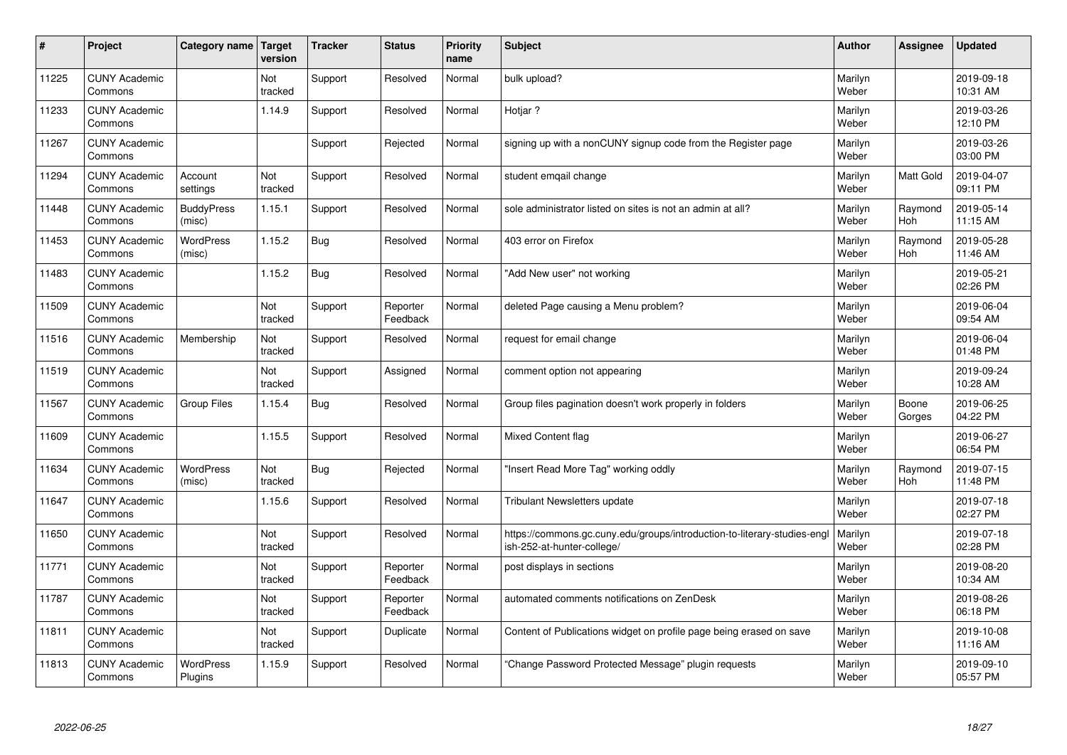| # | Project | Category name | Target version | Tracker | Status | Priority name | Subject | Author | Assignee | Updated |
|---|---|---|---|---|---|---|---|---|---|---|
| 11225 | CUNY Academic Commons | | Not tracked | Support | Resolved | Normal | bulk upload? | Marilyn Weber | | 2019-09-18 10:31 AM |
| 11233 | CUNY Academic Commons | | 1.14.9 | Support | Resolved | Normal | Hotjar ? | Marilyn Weber | | 2019-03-26 12:10 PM |
| 11267 | CUNY Academic Commons | | | Support | Rejected | Normal | signing up with a nonCUNY signup code from the Register page | Marilyn Weber | | 2019-03-26 03:00 PM |
| 11294 | CUNY Academic Commons | Account settings | Not tracked | Support | Resolved | Normal | student emqail change | Marilyn Weber | Matt Gold | 2019-04-07 09:11 PM |
| 11448 | CUNY Academic Commons | BuddyPress (misc) | 1.15.1 | Support | Resolved | Normal | sole administrator listed on sites is not an admin at all? | Marilyn Weber | Raymond Hoh | 2019-05-14 11:15 AM |
| 11453 | CUNY Academic Commons | WordPress (misc) | 1.15.2 | Bug | Resolved | Normal | 403 error on Firefox | Marilyn Weber | Raymond Hoh | 2019-05-28 11:46 AM |
| 11483 | CUNY Academic Commons | | 1.15.2 | Bug | Resolved | Normal | "Add New user" not working | Marilyn Weber | | 2019-05-21 02:26 PM |
| 11509 | CUNY Academic Commons | | Not tracked | Support | Reporter Feedback | Normal | deleted Page causing a Menu problem? | Marilyn Weber | | 2019-06-04 09:54 AM |
| 11516 | CUNY Academic Commons | Membership | Not tracked | Support | Resolved | Normal | request for email change | Marilyn Weber | | 2019-06-04 01:48 PM |
| 11519 | CUNY Academic Commons | | Not tracked | Support | Assigned | Normal | comment option not appearing | Marilyn Weber | | 2019-09-24 10:28 AM |
| 11567 | CUNY Academic Commons | Group Files | 1.15.4 | Bug | Resolved | Normal | Group files pagination doesn't work properly in folders | Marilyn Weber | Boone Gorges | 2019-06-25 04:22 PM |
| 11609 | CUNY Academic Commons | | 1.15.5 | Support | Resolved | Normal | Mixed Content flag | Marilyn Weber | | 2019-06-27 06:54 PM |
| 11634 | CUNY Academic Commons | WordPress (misc) | Not tracked | Bug | Rejected | Normal | "Insert Read More Tag" working oddly | Marilyn Weber | Raymond Hoh | 2019-07-15 11:48 PM |
| 11647 | CUNY Academic Commons | | 1.15.6 | Support | Resolved | Normal | Tribulant Newsletters update | Marilyn Weber | | 2019-07-18 02:27 PM |
| 11650 | CUNY Academic Commons | | Not tracked | Support | Resolved | Normal | https://commons.gc.cuny.edu/groups/introduction-to-literary-studies-english-252-at-hunter-college/ | Marilyn Weber | | 2019-07-18 02:28 PM |
| 11771 | CUNY Academic Commons | | Not tracked | Support | Reporter Feedback | Normal | post displays in sections | Marilyn Weber | | 2019-08-20 10:34 AM |
| 11787 | CUNY Academic Commons | | Not tracked | Support | Reporter Feedback | Normal | automated comments notifications on ZenDesk | Marilyn Weber | | 2019-08-26 06:18 PM |
| 11811 | CUNY Academic Commons | | Not tracked | Support | Duplicate | Normal | Content of Publications widget on profile page being erased on save | Marilyn Weber | | 2019-10-08 11:16 AM |
| 11813 | CUNY Academic Commons | WordPress Plugins | 1.15.9 | Support | Resolved | Normal | "Change Password Protected Message" plugin requests | Marilyn Weber | | 2019-09-10 05:57 PM |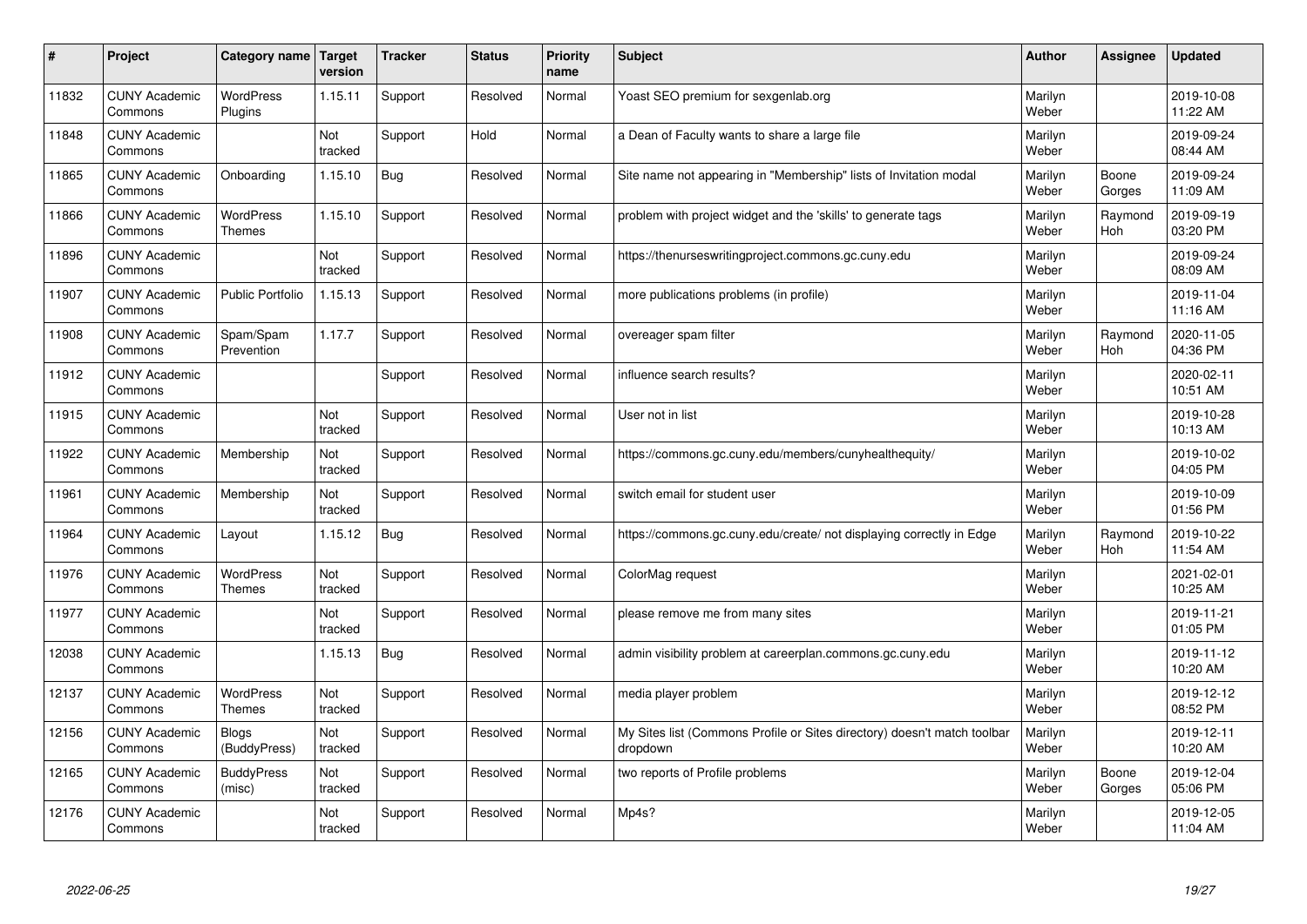| # | Project | Category name | Target version | Tracker | Status | Priority name | Subject | Author | Assignee | Updated |
|---|---|---|---|---|---|---|---|---|---|---|
| 11832 | CUNY Academic Commons | WordPress Plugins | 1.15.11 | Support | Resolved | Normal | Yoast SEO premium for sexgenlab.org | Marilyn Weber | | 2019-10-08 11:22 AM |
| 11848 | CUNY Academic Commons | | Not tracked | Support | Hold | Normal | a Dean of Faculty wants to share a large file | Marilyn Weber | | 2019-09-24 08:44 AM |
| 11865 | CUNY Academic Commons | Onboarding | 1.15.10 | Bug | Resolved | Normal | Site name not appearing in "Membership" lists of Invitation modal | Marilyn Weber | Boone Gorges | 2019-09-24 11:09 AM |
| 11866 | CUNY Academic Commons | WordPress Themes | 1.15.10 | Support | Resolved | Normal | problem with project widget and the 'skills' to generate tags | Marilyn Weber | Raymond Hoh | 2019-09-19 03:20 PM |
| 11896 | CUNY Academic Commons | | Not tracked | Support | Resolved | Normal | https://thenurseswritingproject.commons.gc.cuny.edu | Marilyn Weber | | 2019-09-24 08:09 AM |
| 11907 | CUNY Academic Commons | Public Portfolio | 1.15.13 | Support | Resolved | Normal | more publications problems (in profile) | Marilyn Weber | | 2019-11-04 11:16 AM |
| 11908 | CUNY Academic Commons | Spam/Spam Prevention | 1.17.7 | Support | Resolved | Normal | overeager spam filter | Marilyn Weber | Raymond Hoh | 2020-11-05 04:36 PM |
| 11912 | CUNY Academic Commons | | | Support | Resolved | Normal | influence search results? | Marilyn Weber | | 2020-02-11 10:51 AM |
| 11915 | CUNY Academic Commons | | Not tracked | Support | Resolved | Normal | User not in list | Marilyn Weber | | 2019-10-28 10:13 AM |
| 11922 | CUNY Academic Commons | Membership | Not tracked | Support | Resolved | Normal | https://commons.gc.cuny.edu/members/cunyhealthequity/ | Marilyn Weber | | 2019-10-02 04:05 PM |
| 11961 | CUNY Academic Commons | Membership | Not tracked | Support | Resolved | Normal | switch email for student user | Marilyn Weber | | 2019-10-09 01:56 PM |
| 11964 | CUNY Academic Commons | Layout | 1.15.12 | Bug | Resolved | Normal | https://commons.gc.cuny.edu/create/ not displaying correctly in Edge | Marilyn Weber | Raymond Hoh | 2019-10-22 11:54 AM |
| 11976 | CUNY Academic Commons | WordPress Themes | Not tracked | Support | Resolved | Normal | ColorMag request | Marilyn Weber | | 2021-02-01 10:25 AM |
| 11977 | CUNY Academic Commons | | Not tracked | Support | Resolved | Normal | please remove me from many sites | Marilyn Weber | | 2019-11-21 01:05 PM |
| 12038 | CUNY Academic Commons | | 1.15.13 | Bug | Resolved | Normal | admin visibility problem at careerplan.commons.gc.cuny.edu | Marilyn Weber | | 2019-11-12 10:20 AM |
| 12137 | CUNY Academic Commons | WordPress Themes | Not tracked | Support | Resolved | Normal | media player problem | Marilyn Weber | | 2019-12-12 08:52 PM |
| 12156 | CUNY Academic Commons | Blogs (BuddyPress) | Not tracked | Support | Resolved | Normal | My Sites list (Commons Profile or Sites directory) doesn't match toolbar dropdown | Marilyn Weber | | 2019-12-11 10:20 AM |
| 12165 | CUNY Academic Commons | BuddyPress (misc) | Not tracked | Support | Resolved | Normal | two reports of Profile problems | Marilyn Weber | Boone Gorges | 2019-12-04 05:06 PM |
| 12176 | CUNY Academic Commons | | Not tracked | Support | Resolved | Normal | Mp4s? | Marilyn Weber | | 2019-12-05 11:04 AM |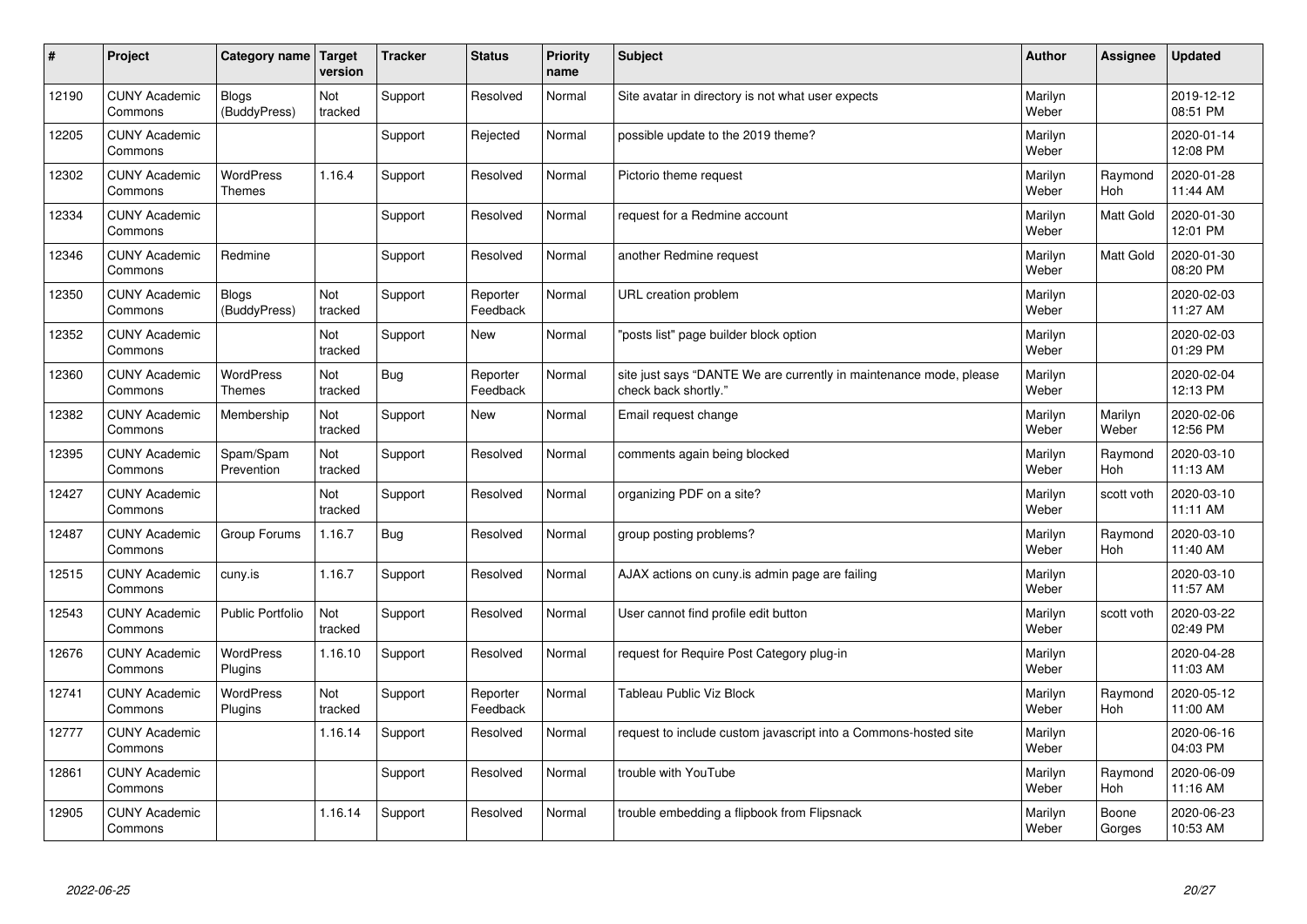| # | Project | Category name | Target version | Tracker | Status | Priority name | Subject | Author | Assignee | Updated |
|---|---|---|---|---|---|---|---|---|---|---|
| 12190 | CUNY Academic Commons | Blogs (BuddyPress) | Not tracked | Support | Resolved | Normal | Site avatar in directory is not what user expects | Marilyn Weber | | 2019-12-12 08:51 PM |
| 12205 | CUNY Academic Commons | | | Support | Rejected | Normal | possible update to the 2019 theme? | Marilyn Weber | | 2020-01-14 12:08 PM |
| 12302 | CUNY Academic Commons | WordPress Themes | 1.16.4 | Support | Resolved | Normal | Pictorio theme request | Marilyn Weber | Raymond Hoh | 2020-01-28 11:44 AM |
| 12334 | CUNY Academic Commons | | | Support | Resolved | Normal | request for a Redmine account | Marilyn Weber | Matt Gold | 2020-01-30 12:01 PM |
| 12346 | CUNY Academic Commons | Redmine | | Support | Resolved | Normal | another Redmine request | Marilyn Weber | Matt Gold | 2020-01-30 08:20 PM |
| 12350 | CUNY Academic Commons | Blogs (BuddyPress) | Not tracked | Support | Reporter Feedback | Normal | URL creation problem | Marilyn Weber | | 2020-02-03 11:27 AM |
| 12352 | CUNY Academic Commons | | Not tracked | Support | New | Normal | "posts list" page builder block option | Marilyn Weber | | 2020-02-03 01:29 PM |
| 12360 | CUNY Academic Commons | WordPress Themes | Not tracked | Bug | Reporter Feedback | Normal | site just says "DANTE We are currently in maintenance mode, please check back shortly." | Marilyn Weber | | 2020-02-04 12:13 PM |
| 12382 | CUNY Academic Commons | Membership | Not tracked | Support | New | Normal | Email request change | Marilyn Weber | Marilyn Weber | 2020-02-06 12:56 PM |
| 12395 | CUNY Academic Commons | Spam/Spam Prevention | Not tracked | Support | Resolved | Normal | comments again being blocked | Marilyn Weber | Raymond Hoh | 2020-03-10 11:13 AM |
| 12427 | CUNY Academic Commons | | Not tracked | Support | Resolved | Normal | organizing PDF on a site? | Marilyn Weber | scott voth | 2020-03-10 11:11 AM |
| 12487 | CUNY Academic Commons | Group Forums | 1.16.7 | Bug | Resolved | Normal | group posting problems? | Marilyn Weber | Raymond Hoh | 2020-03-10 11:40 AM |
| 12515 | CUNY Academic Commons | cuny.is | 1.16.7 | Support | Resolved | Normal | AJAX actions on cuny.is admin page are failing | Marilyn Weber | | 2020-03-10 11:57 AM |
| 12543 | CUNY Academic Commons | Public Portfolio | Not tracked | Support | Resolved | Normal | User cannot find profile edit button | Marilyn Weber | scott voth | 2020-03-22 02:49 PM |
| 12676 | CUNY Academic Commons | WordPress Plugins | 1.16.10 | Support | Resolved | Normal | request for Require Post Category plug-in | Marilyn Weber | | 2020-04-28 11:03 AM |
| 12741 | CUNY Academic Commons | WordPress Plugins | Not tracked | Support | Reporter Feedback | Normal | Tableau Public Viz Block | Marilyn Weber | Raymond Hoh | 2020-05-12 11:00 AM |
| 12777 | CUNY Academic Commons | | 1.16.14 | Support | Resolved | Normal | request to include custom javascript into a Commons-hosted site | Marilyn Weber | | 2020-06-16 04:03 PM |
| 12861 | CUNY Academic Commons | | | Support | Resolved | Normal | trouble with YouTube | Marilyn Weber | Raymond Hoh | 2020-06-09 11:16 AM |
| 12905 | CUNY Academic Commons | | 1.16.14 | Support | Resolved | Normal | trouble embedding a flipbook from Flipsnack | Marilyn Weber | Boone Gorges | 2020-06-23 10:53 AM |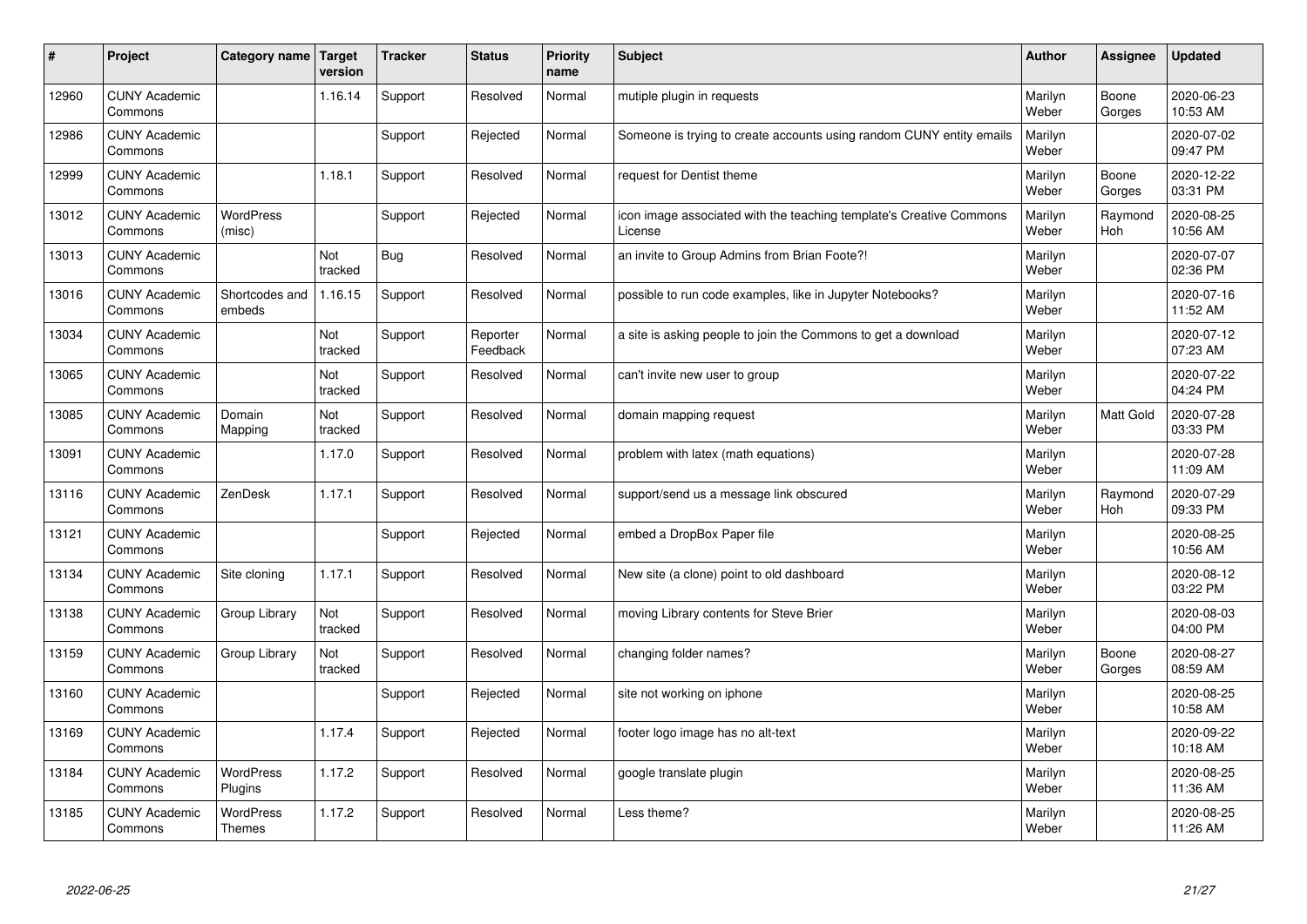| # | Project | Category name | Target version | Tracker | Status | Priority name | Subject | Author | Assignee | Updated |
|---|---|---|---|---|---|---|---|---|---|---|
| 12960 | CUNY Academic Commons | | 1.16.14 | Support | Resolved | Normal | mutiple plugin in requests | Marilyn Weber | Boone Gorges | 2020-06-23 10:53 AM |
| 12986 | CUNY Academic Commons | | | Support | Rejected | Normal | Someone is trying to create accounts using random CUNY entity emails | Marilyn Weber | | 2020-07-02 09:47 PM |
| 12999 | CUNY Academic Commons | | 1.18.1 | Support | Resolved | Normal | request for Dentist theme | Marilyn Weber | Boone Gorges | 2020-12-22 03:31 PM |
| 13012 | CUNY Academic Commons | WordPress (misc) | | Support | Rejected | Normal | icon image associated with the teaching template's Creative Commons License | Marilyn Weber | Raymond Hoh | 2020-08-25 10:56 AM |
| 13013 | CUNY Academic Commons | | Not tracked | Bug | Resolved | Normal | an invite to Group Admins from Brian Foote?! | Marilyn Weber | | 2020-07-07 02:36 PM |
| 13016 | CUNY Academic Commons | Shortcodes and embeds | 1.16.15 | Support | Resolved | Normal | possible to run code examples, like in Jupyter Notebooks? | Marilyn Weber | | 2020-07-16 11:52 AM |
| 13034 | CUNY Academic Commons | | Not tracked | Support | Reporter Feedback | Normal | a site is asking people to join the Commons to get a download | Marilyn Weber | | 2020-07-12 07:23 AM |
| 13065 | CUNY Academic Commons | | Not tracked | Support | Resolved | Normal | can't invite new user to group | Marilyn Weber | | 2020-07-22 04:24 PM |
| 13085 | CUNY Academic Commons | Domain Mapping | Not tracked | Support | Resolved | Normal | domain mapping request | Marilyn Weber | Matt Gold | 2020-07-28 03:33 PM |
| 13091 | CUNY Academic Commons | | 1.17.0 | Support | Resolved | Normal | problem with latex (math equations) | Marilyn Weber | | 2020-07-28 11:09 AM |
| 13116 | CUNY Academic Commons | ZenDesk | 1.17.1 | Support | Resolved | Normal | support/send us a message link obscured | Marilyn Weber | Raymond Hoh | 2020-07-29 09:33 PM |
| 13121 | CUNY Academic Commons | | | Support | Rejected | Normal | embed a DropBox Paper file | Marilyn Weber | | 2020-08-25 10:56 AM |
| 13134 | CUNY Academic Commons | Site cloning | 1.17.1 | Support | Resolved | Normal | New site (a clone) point to old dashboard | Marilyn Weber | | 2020-08-12 03:22 PM |
| 13138 | CUNY Academic Commons | Group Library | Not tracked | Support | Resolved | Normal | moving Library contents for Steve Brier | Marilyn Weber | | 2020-08-03 04:00 PM |
| 13159 | CUNY Academic Commons | Group Library | Not tracked | Support | Resolved | Normal | changing folder names? | Marilyn Weber | Boone Gorges | 2020-08-27 08:59 AM |
| 13160 | CUNY Academic Commons | | | Support | Rejected | Normal | site not working on iphone | Marilyn Weber | | 2020-08-25 10:58 AM |
| 13169 | CUNY Academic Commons | | 1.17.4 | Support | Rejected | Normal | footer logo image has no alt-text | Marilyn Weber | | 2020-09-22 10:18 AM |
| 13184 | CUNY Academic Commons | WordPress Plugins | 1.17.2 | Support | Resolved | Normal | google translate plugin | Marilyn Weber | | 2020-08-25 11:36 AM |
| 13185 | CUNY Academic Commons | WordPress Themes | 1.17.2 | Support | Resolved | Normal | Less theme? | Marilyn Weber | | 2020-08-25 11:26 AM |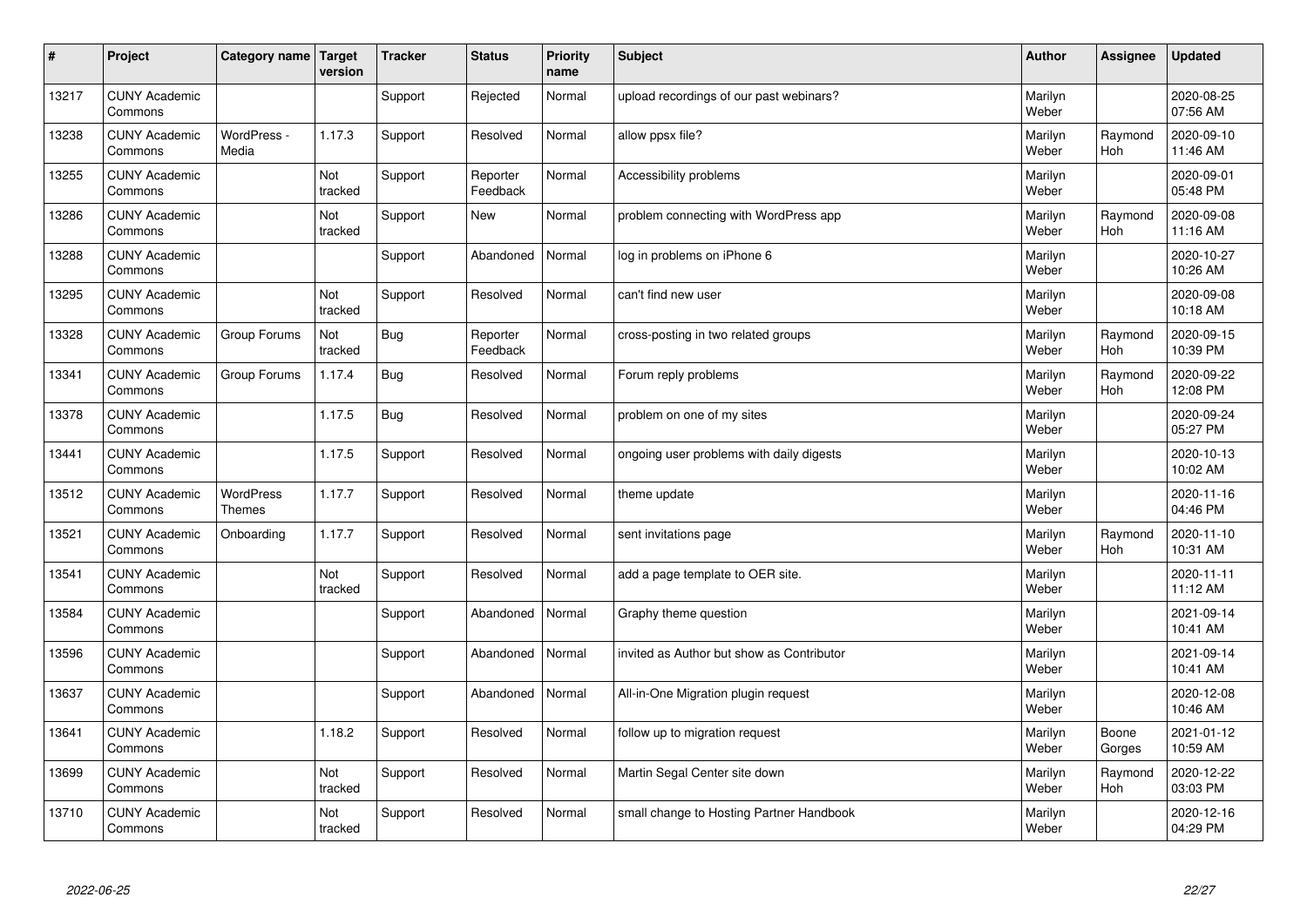| # | Project | Category name | Target version | Tracker | Status | Priority name | Subject | Author | Assignee | Updated |
|---|---|---|---|---|---|---|---|---|---|---|
| 13217 | CUNY Academic Commons | | | Support | Rejected | Normal | upload recordings of our past webinars? | Marilyn Weber | | 2020-08-25 07:56 AM |
| 13238 | CUNY Academic Commons | WordPress - Media | 1.17.3 | Support | Resolved | Normal | allow ppsx file? | Marilyn Weber | Raymond Hoh | 2020-09-10 11:46 AM |
| 13255 | CUNY Academic Commons | | Not tracked | Support | Reporter Feedback | Normal | Accessibility problems | Marilyn Weber | | 2020-09-01 05:48 PM |
| 13286 | CUNY Academic Commons | | Not tracked | Support | New | Normal | problem connecting with WordPress app | Marilyn Weber | Raymond Hoh | 2020-09-08 11:16 AM |
| 13288 | CUNY Academic Commons | | | Support | Abandoned | Normal | log in problems on iPhone 6 | Marilyn Weber | | 2020-10-27 10:26 AM |
| 13295 | CUNY Academic Commons | | Not tracked | Support | Resolved | Normal | can't find new user | Marilyn Weber | | 2020-09-08 10:18 AM |
| 13328 | CUNY Academic Commons | Group Forums | Not tracked | Bug | Reporter Feedback | Normal | cross-posting in two related groups | Marilyn Weber | Raymond Hoh | 2020-09-15 10:39 PM |
| 13341 | CUNY Academic Commons | Group Forums | 1.17.4 | Bug | Resolved | Normal | Forum reply problems | Marilyn Weber | Raymond Hoh | 2020-09-22 12:08 PM |
| 13378 | CUNY Academic Commons | | 1.17.5 | Bug | Resolved | Normal | problem on one of my sites | Marilyn Weber | | 2020-09-24 05:27 PM |
| 13441 | CUNY Academic Commons | | 1.17.5 | Support | Resolved | Normal | ongoing user problems with daily digests | Marilyn Weber | | 2020-10-13 10:02 AM |
| 13512 | CUNY Academic Commons | WordPress Themes | 1.17.7 | Support | Resolved | Normal | theme update | Marilyn Weber | | 2020-11-16 04:46 PM |
| 13521 | CUNY Academic Commons | Onboarding | 1.17.7 | Support | Resolved | Normal | sent invitations page | Marilyn Weber | Raymond Hoh | 2020-11-10 10:31 AM |
| 13541 | CUNY Academic Commons | | Not tracked | Support | Resolved | Normal | add a page template to OER site. | Marilyn Weber | | 2020-11-11 11:12 AM |
| 13584 | CUNY Academic Commons | | | Support | Abandoned | Normal | Graphy theme question | Marilyn Weber | | 2021-09-14 10:41 AM |
| 13596 | CUNY Academic Commons | | | Support | Abandoned | Normal | invited as Author but show as Contributor | Marilyn Weber | | 2021-09-14 10:41 AM |
| 13637 | CUNY Academic Commons | | | Support | Abandoned | Normal | All-in-One Migration plugin request | Marilyn Weber | | 2020-12-08 10:46 AM |
| 13641 | CUNY Academic Commons | | 1.18.2 | Support | Resolved | Normal | follow up to migration request | Marilyn Weber | Boone Gorges | 2021-01-12 10:59 AM |
| 13699 | CUNY Academic Commons | | Not tracked | Support | Resolved | Normal | Martin Segal Center site down | Marilyn Weber | Raymond Hoh | 2020-12-22 03:03 PM |
| 13710 | CUNY Academic Commons | | Not tracked | Support | Resolved | Normal | small change to Hosting Partner Handbook | Marilyn Weber | | 2020-12-16 04:29 PM |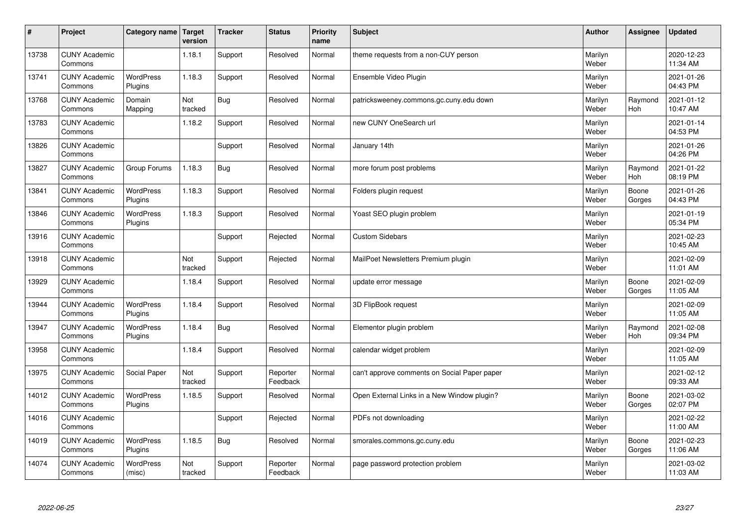| # | Project | Category name | Target version | Tracker | Status | Priority name | Subject | Author | Assignee | Updated |
|---|---|---|---|---|---|---|---|---|---|---|
| 13738 | CUNY Academic Commons | | 1.18.1 | Support | Resolved | Normal | theme requests from a non-CUY person | Marilyn Weber | | 2020-12-23 11:34 AM |
| 13741 | CUNY Academic Commons | WordPress Plugins | 1.18.3 | Support | Resolved | Normal | Ensemble Video Plugin | Marilyn Weber | | 2021-01-26 04:43 PM |
| 13768 | CUNY Academic Commons | Domain Mapping | Not tracked | Bug | Resolved | Normal | patricksweeney.commons.gc.cuny.edu down | Marilyn Weber | Raymond Hoh | 2021-01-12 10:47 AM |
| 13783 | CUNY Academic Commons | | 1.18.2 | Support | Resolved | Normal | new CUNY OneSearch url | Marilyn Weber | | 2021-01-14 04:53 PM |
| 13826 | CUNY Academic Commons | | | Support | Resolved | Normal | January 14th | Marilyn Weber | | 2021-01-26 04:26 PM |
| 13827 | CUNY Academic Commons | Group Forums | 1.18.3 | Bug | Resolved | Normal | more forum post problems | Marilyn Weber | Raymond Hoh | 2021-01-22 08:19 PM |
| 13841 | CUNY Academic Commons | WordPress Plugins | 1.18.3 | Support | Resolved | Normal | Folders plugin request | Marilyn Weber | Boone Gorges | 2021-01-26 04:43 PM |
| 13846 | CUNY Academic Commons | WordPress Plugins | 1.18.3 | Support | Resolved | Normal | Yoast SEO plugin problem | Marilyn Weber | | 2021-01-19 05:34 PM |
| 13916 | CUNY Academic Commons | | | Support | Rejected | Normal | Custom Sidebars | Marilyn Weber | | 2021-02-23 10:45 AM |
| 13918 | CUNY Academic Commons | | Not tracked | Support | Rejected | Normal | MailPoet Newsletters Premium plugin | Marilyn Weber | | 2021-02-09 11:01 AM |
| 13929 | CUNY Academic Commons | | 1.18.4 | Support | Resolved | Normal | update error message | Marilyn Weber | Boone Gorges | 2021-02-09 11:05 AM |
| 13944 | CUNY Academic Commons | WordPress Plugins | 1.18.4 | Support | Resolved | Normal | 3D FlipBook request | Marilyn Weber | | 2021-02-09 11:05 AM |
| 13947 | CUNY Academic Commons | WordPress Plugins | 1.18.4 | Bug | Resolved | Normal | Elementor plugin problem | Marilyn Weber | Raymond Hoh | 2021-02-08 09:34 PM |
| 13958 | CUNY Academic Commons | | 1.18.4 | Support | Resolved | Normal | calendar widget problem | Marilyn Weber | | 2021-02-09 11:05 AM |
| 13975 | CUNY Academic Commons | Social Paper | Not tracked | Support | Reporter Feedback | Normal | can't approve comments on Social Paper paper | Marilyn Weber | | 2021-02-12 09:33 AM |
| 14012 | CUNY Academic Commons | WordPress Plugins | 1.18.5 | Support | Resolved | Normal | Open External Links in a New Window plugin? | Marilyn Weber | Boone Gorges | 2021-03-02 02:07 PM |
| 14016 | CUNY Academic Commons | | | Support | Rejected | Normal | PDFs not downloading | Marilyn Weber | | 2021-02-22 11:00 AM |
| 14019 | CUNY Academic Commons | WordPress Plugins | 1.18.5 | Bug | Resolved | Normal | smorales.commons.gc.cuny.edu | Marilyn Weber | Boone Gorges | 2021-02-23 11:06 AM |
| 14074 | CUNY Academic Commons | WordPress (misc) | Not tracked | Support | Reporter Feedback | Normal | page password protection problem | Marilyn Weber | | 2021-03-02 11:03 AM |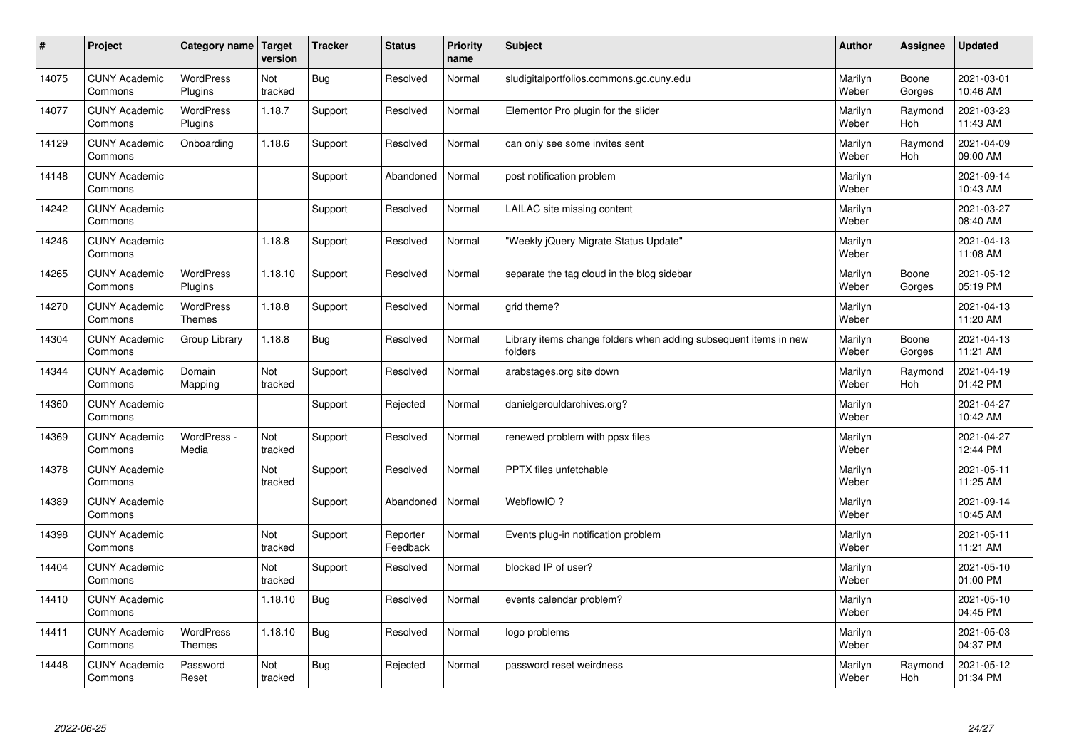| # | Project | Category name | Target version | Tracker | Status | Priority name | Subject | Author | Assignee | Updated |
|---|---|---|---|---|---|---|---|---|---|---|
| 14075 | CUNY Academic Commons | WordPress Plugins | Not tracked | Bug | Resolved | Normal | sludigitalportfolios.commons.gc.cuny.edu | Marilyn Weber | Boone Gorges | 2021-03-01 10:46 AM |
| 14077 | CUNY Academic Commons | WordPress Plugins | 1.18.7 | Support | Resolved | Normal | Elementor Pro plugin for the slider | Marilyn Weber | Raymond Hoh | 2021-03-23 11:43 AM |
| 14129 | CUNY Academic Commons | Onboarding | 1.18.6 | Support | Resolved | Normal | can only see some invites sent | Marilyn Weber | Raymond Hoh | 2021-04-09 09:00 AM |
| 14148 | CUNY Academic Commons | | | Support | Abandoned | Normal | post notification problem | Marilyn Weber | | 2021-09-14 10:43 AM |
| 14242 | CUNY Academic Commons | | | Support | Resolved | Normal | LAILAC site missing content | Marilyn Weber | | 2021-03-27 08:40 AM |
| 14246 | CUNY Academic Commons | | 1.18.8 | Support | Resolved | Normal | "Weekly jQuery Migrate Status Update" | Marilyn Weber | | 2021-04-13 11:08 AM |
| 14265 | CUNY Academic Commons | WordPress Plugins | 1.18.10 | Support | Resolved | Normal | separate the tag cloud in the blog sidebar | Marilyn Weber | Boone Gorges | 2021-05-12 05:19 PM |
| 14270 | CUNY Academic Commons | WordPress Themes | 1.18.8 | Support | Resolved | Normal | grid theme? | Marilyn Weber | | 2021-04-13 11:20 AM |
| 14304 | CUNY Academic Commons | Group Library | 1.18.8 | Bug | Resolved | Normal | Library items change folders when adding subsequent items in new folders | Marilyn Weber | Boone Gorges | 2021-04-13 11:21 AM |
| 14344 | CUNY Academic Commons | Domain Mapping | Not tracked | Support | Resolved | Normal | arabstages.org site down | Marilyn Weber | Raymond Hoh | 2021-04-19 01:42 PM |
| 14360 | CUNY Academic Commons | | | Support | Rejected | Normal | danielgerouldarchives.org? | Marilyn Weber | | 2021-04-27 10:42 AM |
| 14369 | CUNY Academic Commons | WordPress - Media | Not tracked | Support | Resolved | Normal | renewed problem with ppsx files | Marilyn Weber | | 2021-04-27 12:44 PM |
| 14378 | CUNY Academic Commons | | Not tracked | Support | Resolved | Normal | PPTX files unfetchable | Marilyn Weber | | 2021-05-11 11:25 AM |
| 14389 | CUNY Academic Commons | | | Support | Abandoned | Normal | WebflowIO ? | Marilyn Weber | | 2021-09-14 10:45 AM |
| 14398 | CUNY Academic Commons | | Not tracked | Support | Reporter Feedback | Normal | Events plug-in notification problem | Marilyn Weber | | 2021-05-11 11:21 AM |
| 14404 | CUNY Academic Commons | | Not tracked | Support | Resolved | Normal | blocked IP of user? | Marilyn Weber | | 2021-05-10 01:00 PM |
| 14410 | CUNY Academic Commons | | 1.18.10 | Bug | Resolved | Normal | events calendar problem? | Marilyn Weber | | 2021-05-10 04:45 PM |
| 14411 | CUNY Academic Commons | WordPress Themes | 1.18.10 | Bug | Resolved | Normal | logo problems | Marilyn Weber | | 2021-05-03 04:37 PM |
| 14448 | CUNY Academic Commons | Password Reset | Not tracked | Bug | Rejected | Normal | password reset weirdness | Marilyn Weber | Raymond Hoh | 2021-05-12 01:34 PM |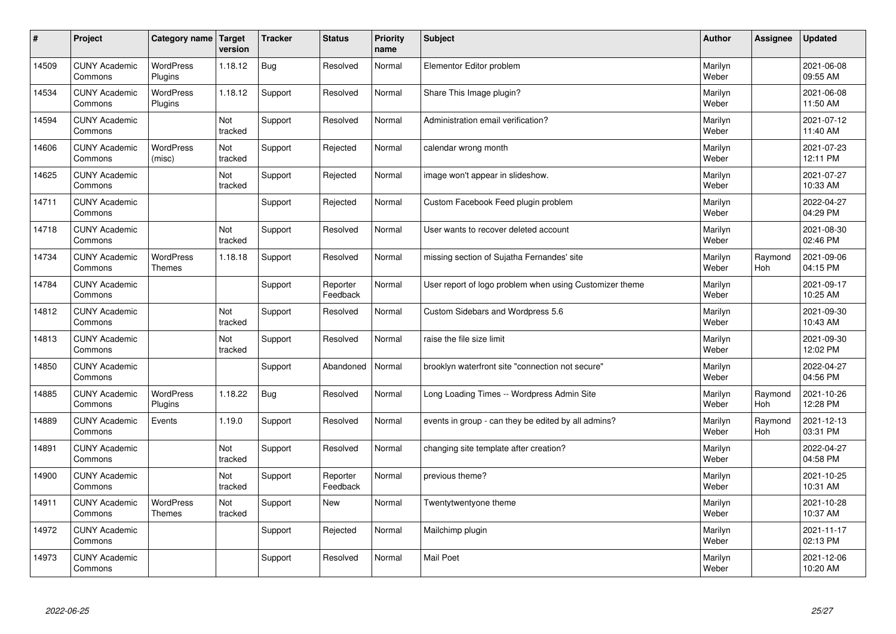| # | Project | Category name | Target version | Tracker | Status | Priority name | Subject | Author | Assignee | Updated |
|---|---|---|---|---|---|---|---|---|---|---|
| 14509 | CUNY Academic Commons | WordPress Plugins | 1.18.12 | Bug | Resolved | Normal | Elementor Editor problem | Marilyn Weber | | 2021-06-08 09:55 AM |
| 14534 | CUNY Academic Commons | WordPress Plugins | 1.18.12 | Support | Resolved | Normal | Share This Image plugin? | Marilyn Weber | | 2021-06-08 11:50 AM |
| 14594 | CUNY Academic Commons | | Not tracked | Support | Resolved | Normal | Administration email verification? | Marilyn Weber | | 2021-07-12 11:40 AM |
| 14606 | CUNY Academic Commons | WordPress (misc) | Not tracked | Support | Rejected | Normal | calendar wrong month | Marilyn Weber | | 2021-07-23 12:11 PM |
| 14625 | CUNY Academic Commons | | Not tracked | Support | Rejected | Normal | image won't appear in slideshow. | Marilyn Weber | | 2021-07-27 10:33 AM |
| 14711 | CUNY Academic Commons | | | Support | Rejected | Normal | Custom Facebook Feed plugin problem | Marilyn Weber | | 2022-04-27 04:29 PM |
| 14718 | CUNY Academic Commons | | Not tracked | Support | Resolved | Normal | User wants to recover deleted account | Marilyn Weber | | 2021-08-30 02:46 PM |
| 14734 | CUNY Academic Commons | WordPress Themes | 1.18.18 | Support | Resolved | Normal | missing section of Sujatha Fernandes' site | Marilyn Weber | Raymond Hoh | 2021-09-06 04:15 PM |
| 14784 | CUNY Academic Commons | | | Support | Reporter Feedback | Normal | User report of logo problem when using Customizer theme | Marilyn Weber | | 2021-09-17 10:25 AM |
| 14812 | CUNY Academic Commons | | Not tracked | Support | Resolved | Normal | Custom Sidebars and Wordpress 5.6 | Marilyn Weber | | 2021-09-30 10:43 AM |
| 14813 | CUNY Academic Commons | | Not tracked | Support | Resolved | Normal | raise the file size limit | Marilyn Weber | | 2021-09-30 12:02 PM |
| 14850 | CUNY Academic Commons | | | Support | Abandoned | Normal | brooklyn waterfront site "connection not secure" | Marilyn Weber | | 2022-04-27 04:56 PM |
| 14885 | CUNY Academic Commons | WordPress Plugins | 1.18.22 | Bug | Resolved | Normal | Long Loading Times -- Wordpress Admin Site | Marilyn Weber | Raymond Hoh | 2021-10-26 12:28 PM |
| 14889 | CUNY Academic Commons | Events | 1.19.0 | Support | Resolved | Normal | events in group - can they be edited by all admins? | Marilyn Weber | Raymond Hoh | 2021-12-13 03:31 PM |
| 14891 | CUNY Academic Commons | | Not tracked | Support | Resolved | Normal | changing site template after creation? | Marilyn Weber | | 2022-04-27 04:58 PM |
| 14900 | CUNY Academic Commons | | Not tracked | Support | Reporter Feedback | Normal | previous theme? | Marilyn Weber | | 2021-10-25 10:31 AM |
| 14911 | CUNY Academic Commons | WordPress Themes | Not tracked | Support | New | Normal | Twentytwentyone theme | Marilyn Weber | | 2021-10-28 10:37 AM |
| 14972 | CUNY Academic Commons | | | Support | Rejected | Normal | Mailchimp plugin | Marilyn Weber | | 2021-11-17 02:13 PM |
| 14973 | CUNY Academic Commons | | | Support | Resolved | Normal | Mail Poet | Marilyn Weber | | 2021-12-06 10:20 AM |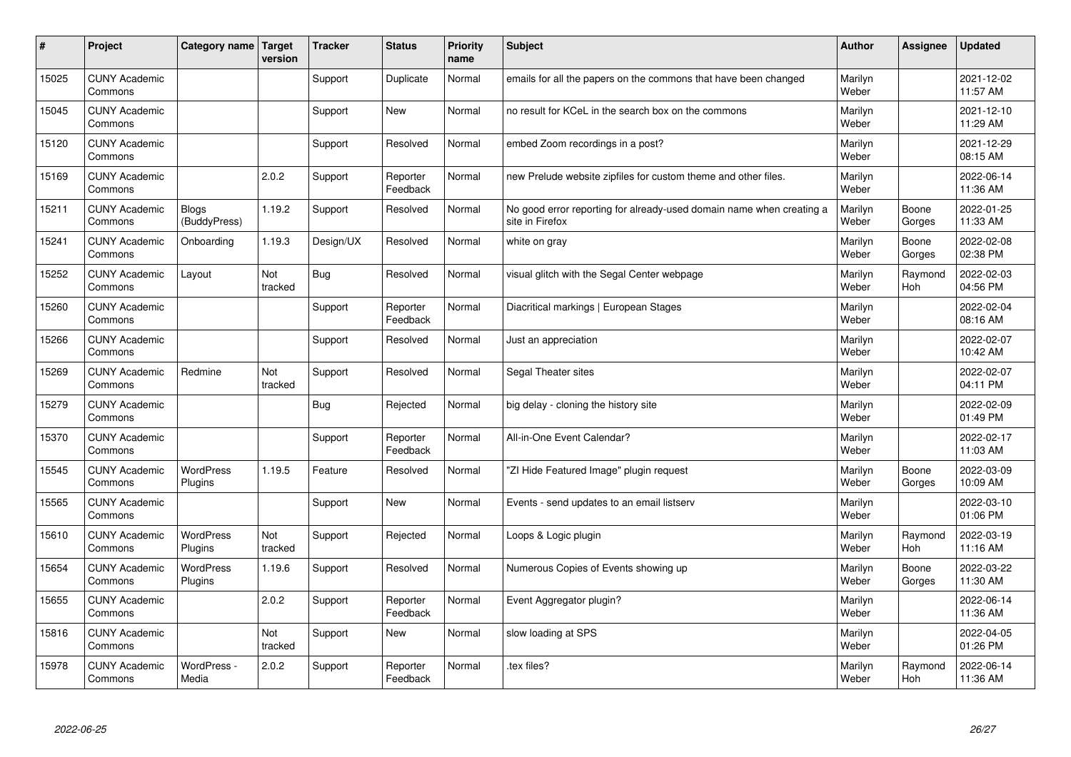| # | Project | Category name | Target version | Tracker | Status | Priority name | Subject | Author | Assignee | Updated |
|---|---|---|---|---|---|---|---|---|---|---|
| 15025 | CUNY Academic Commons | | | Support | Duplicate | Normal | emails for all the papers on the commons that have been changed | Marilyn Weber | | 2021-12-02 11:57 AM |
| 15045 | CUNY Academic Commons | | | Support | New | Normal | no result for KCeL in the search box on the commons | Marilyn Weber | | 2021-12-10 11:29 AM |
| 15120 | CUNY Academic Commons | | | Support | Resolved | Normal | embed Zoom recordings in a post? | Marilyn Weber | | 2021-12-29 08:15 AM |
| 15169 | CUNY Academic Commons | | 2.0.2 | Support | Reporter Feedback | Normal | new Prelude website zipfiles for custom theme and other files. | Marilyn Weber | | 2022-06-14 11:36 AM |
| 15211 | CUNY Academic Commons | Blogs (BuddyPress) | 1.19.2 | Support | Resolved | Normal | No good error reporting for already-used domain name when creating a site in Firefox | Marilyn Weber | Boone Gorges | 2022-01-25 11:33 AM |
| 15241 | CUNY Academic Commons | Onboarding | 1.19.3 | Design/UX | Resolved | Normal | white on gray | Marilyn Weber | Boone Gorges | 2022-02-08 02:38 PM |
| 15252 | CUNY Academic Commons | Layout | Not tracked | Bug | Resolved | Normal | visual glitch with the Segal Center webpage | Marilyn Weber | Raymond Hoh | 2022-02-03 04:56 PM |
| 15260 | CUNY Academic Commons | | | Support | Reporter Feedback | Normal | Diacritical markings \| European Stages | Marilyn Weber | | 2022-02-04 08:16 AM |
| 15266 | CUNY Academic Commons | | | Support | Resolved | Normal | Just an appreciation | Marilyn Weber | | 2022-02-07 10:42 AM |
| 15269 | CUNY Academic Commons | Redmine | Not tracked | Support | Resolved | Normal | Segal Theater sites | Marilyn Weber | | 2022-02-07 04:11 PM |
| 15279 | CUNY Academic Commons | | | Bug | Rejected | Normal | big delay - cloning the history site | Marilyn Weber | | 2022-02-09 01:49 PM |
| 15370 | CUNY Academic Commons | | | Support | Reporter Feedback | Normal | All-in-One Event Calendar? | Marilyn Weber | | 2022-02-17 11:03 AM |
| 15545 | CUNY Academic Commons | WordPress Plugins | 1.19.5 | Feature | Resolved | Normal | "ZI Hide Featured Image" plugin request | Marilyn Weber | Boone Gorges | 2022-03-09 10:09 AM |
| 15565 | CUNY Academic Commons | | | Support | New | Normal | Events - send updates to an email listserv | Marilyn Weber | | 2022-03-10 01:06 PM |
| 15610 | CUNY Academic Commons | WordPress Plugins | Not tracked | Support | Rejected | Normal | Loops & Logic plugin | Marilyn Weber | Raymond Hoh | 2022-03-19 11:16 AM |
| 15654 | CUNY Academic Commons | WordPress Plugins | 1.19.6 | Support | Resolved | Normal | Numerous Copies of Events showing up | Marilyn Weber | Boone Gorges | 2022-03-22 11:30 AM |
| 15655 | CUNY Academic Commons | | 2.0.2 | Support | Reporter Feedback | Normal | Event Aggregator plugin? | Marilyn Weber | | 2022-06-14 11:36 AM |
| 15816 | CUNY Academic Commons | | Not tracked | Support | New | Normal | slow loading at SPS | Marilyn Weber | | 2022-04-05 01:26 PM |
| 15978 | CUNY Academic Commons | WordPress - Media | 2.0.2 | Support | Reporter Feedback | Normal | .tex files? | Marilyn Weber | Raymond Hoh | 2022-06-14 11:36 AM |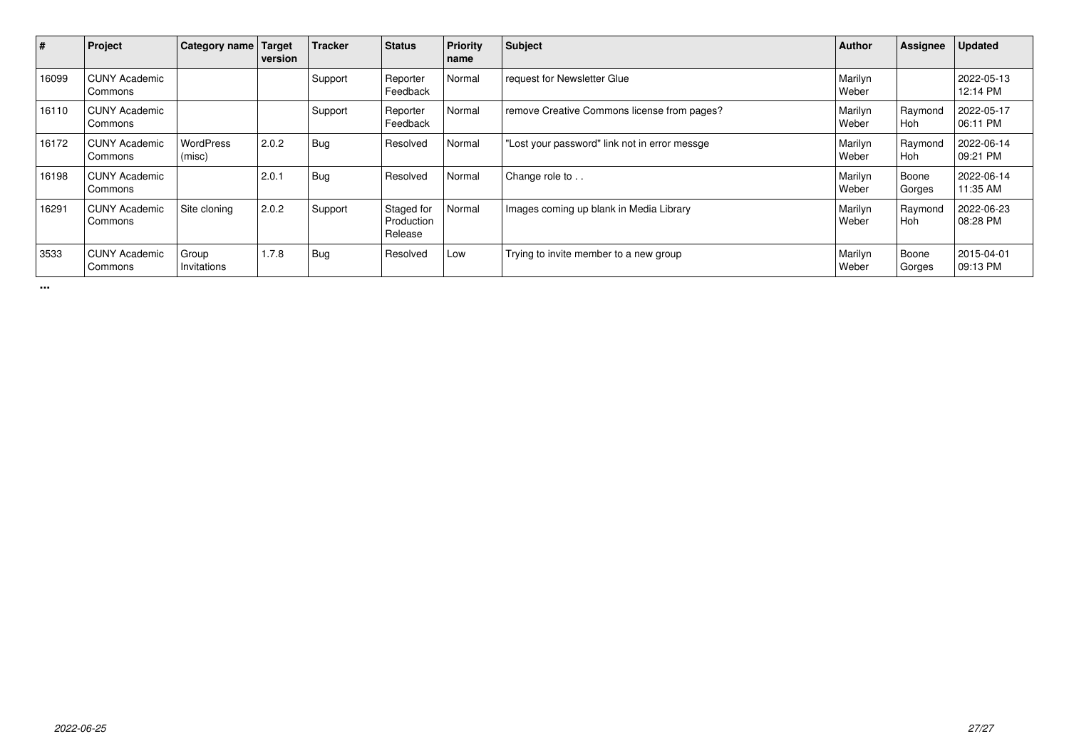| # | Project | Category name | Target version | Tracker | Status | Priority name | Subject | Author | Assignee | Updated |
|---|---|---|---|---|---|---|---|---|---|---|
| 16099 | CUNY Academic Commons | | | Support | Reporter Feedback | Normal | request for Newsletter Glue | Marilyn Weber | | 2022-05-13 12:14 PM |
| 16110 | CUNY Academic Commons | | | Support | Reporter Feedback | Normal | remove Creative Commons license from pages? | Marilyn Weber | Raymond Hoh | 2022-05-17 06:11 PM |
| 16172 | CUNY Academic Commons | WordPress (misc) | 2.0.2 | Bug | Resolved | Normal | "Lost your password" link not in error messge | Marilyn Weber | Raymond Hoh | 2022-06-14 09:21 PM |
| 16198 | CUNY Academic Commons | | 2.0.1 | Bug | Resolved | Normal | Change role to . . | Marilyn Weber | Boone Gorges | 2022-06-14 11:35 AM |
| 16291 | CUNY Academic Commons | Site cloning | 2.0.2 | Support | Staged for Production Release | Normal | Images coming up blank in Media Library | Marilyn Weber | Raymond Hoh | 2022-06-23 08:28 PM |
| 3533 | CUNY Academic Commons | Group Invitations | 1.7.8 | Bug | Resolved | Low | Trying to invite member to a new group | Marilyn Weber | Boone Gorges | 2015-04-01 09:13 PM |

...